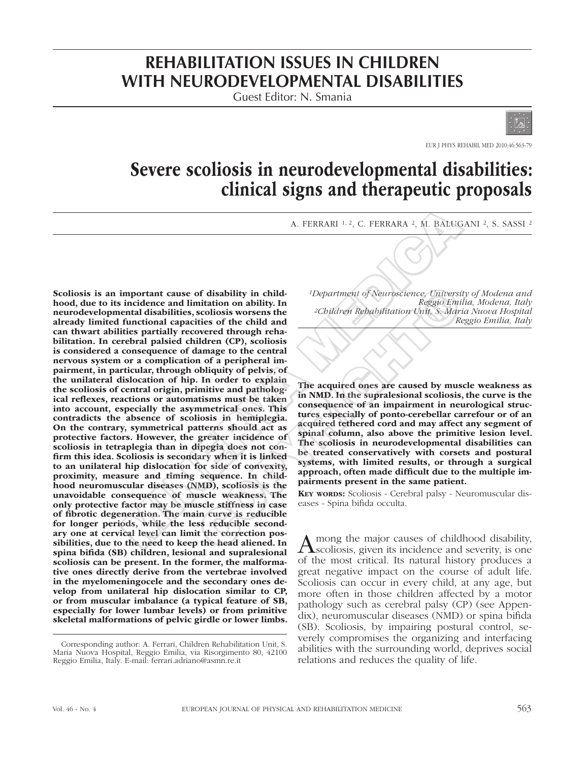# REHABILITATION ISSUES IN CHILDREN WITH NEURODEVELOPMENTAL DISABILITIES

Guest Editor: N. Smania

# Severe scoliosis in neurodevelopmental disabilities: clinical signs and therapeutic proposals

A. FERRARI [1, 2], C. FERRARA [2], M. BALUGANI [2], S. SASSI [2]

*[1]Department of Neuroscience, University of Modena and Reggio Emilia, Modena, Italy*
*[2]Children Rehabilitation Unit, S. Maria Nuova Hospital Reggio Emilia, Italy*

**Scoliosis is an important cause of disability in childhood, due to its incidence and limitation on ability. In neurodevelopmental disabilities, scoliosis worsens the already limited functional capacities of the child and can thwart abilities partially recovered through rehabilitation. In cerebral palsied children (CP), scoliosis is considered a consequence of damage to the central nervous system or a complication of a peripheral impairment, in particular, through obliquity of pelvis, of the unilateral dislocation of hip. In order to explain the scoliosis of central origin, primitive and pathological reflexes, reactions or automatisms must be taken into account, especially the asymmetrical ones. This contradicts the absence of scoliosis in hemiplegia. On the contrary, symmetrical patterns should act as protective factors. However, the greater incidence of scoliosis in tetraplegia than in dipegia does not confirm this idea. Scoliosis is secondary when it is linked to an unilateral hip dislocation for side of convexity, proximity, measure and timing sequence. In childhood neuromuscular diseases (NMD), scoliosis is the unavoidable consequence of muscle weakness. The only protective factor may be muscle stiffness in case of fibrotic degeneration. The main curve is reducible for longer periods, while the less reducible secondary one at cervical level can limit the correction possibilities, due to the need to keep the head aliened. In spina bifida (SB) children, lesional and supralesional scoliosis can be present. In the former, the malformative ones directly derive from the vertebrae involved in the myelomeningocele and the secondary ones develop from unilateral hip dislocation similar to CP, or from muscular imbalance (a typical feature of SB, especially for lower lumbar levels) or from primitive skeletal malformations of pelvic girdle or lower limbs. The acquired ones are caused by muscle weakness as in NMD. In the supralesional scoliosis, the curve is the consequence of an impairment in neurological structures especially of ponto-cerebellar carrefour or of an acquired tethered cord and may affect any segment of spinal column, also above the primitive lesion level. The scoliosis in neurodevelopmental disabilities can be treated conservatively with corsets and postural systems, with limited results, or through a surgical approach, often made difficult due to the multiple impairments present in the same patient.**

**KEY WORDS:** Scoliosis - Cerebral palsy - Neuromuscular diseases - Spina bifida occulta.

Among the major causes of childhood disability, scoliosis, given its incidence and severity, is one of the most critical. Its natural history produces a great negative impact on the course of adult life. Scoliosis can occur in every child, at any age, but more often in those children affected by a motor pathology such as cerebral palsy (CP) (see Appendix), neuromuscular diseases (NMD) or spina bifida (SB). Scoliosis, by impairing postural control, severely compromises the organizing and interfacing abilities with the surrounding world, deprives social relations and reduces the quality of life.

Corresponding author: A. Ferrari, Children Rehabilitation Unit, S. Maria Nuova Hospital, Reggio Emilia, via Risorgimento 80, 42100 Reggio Emilia, Italy. E-mail: ferrari.adriano@asmn.re.it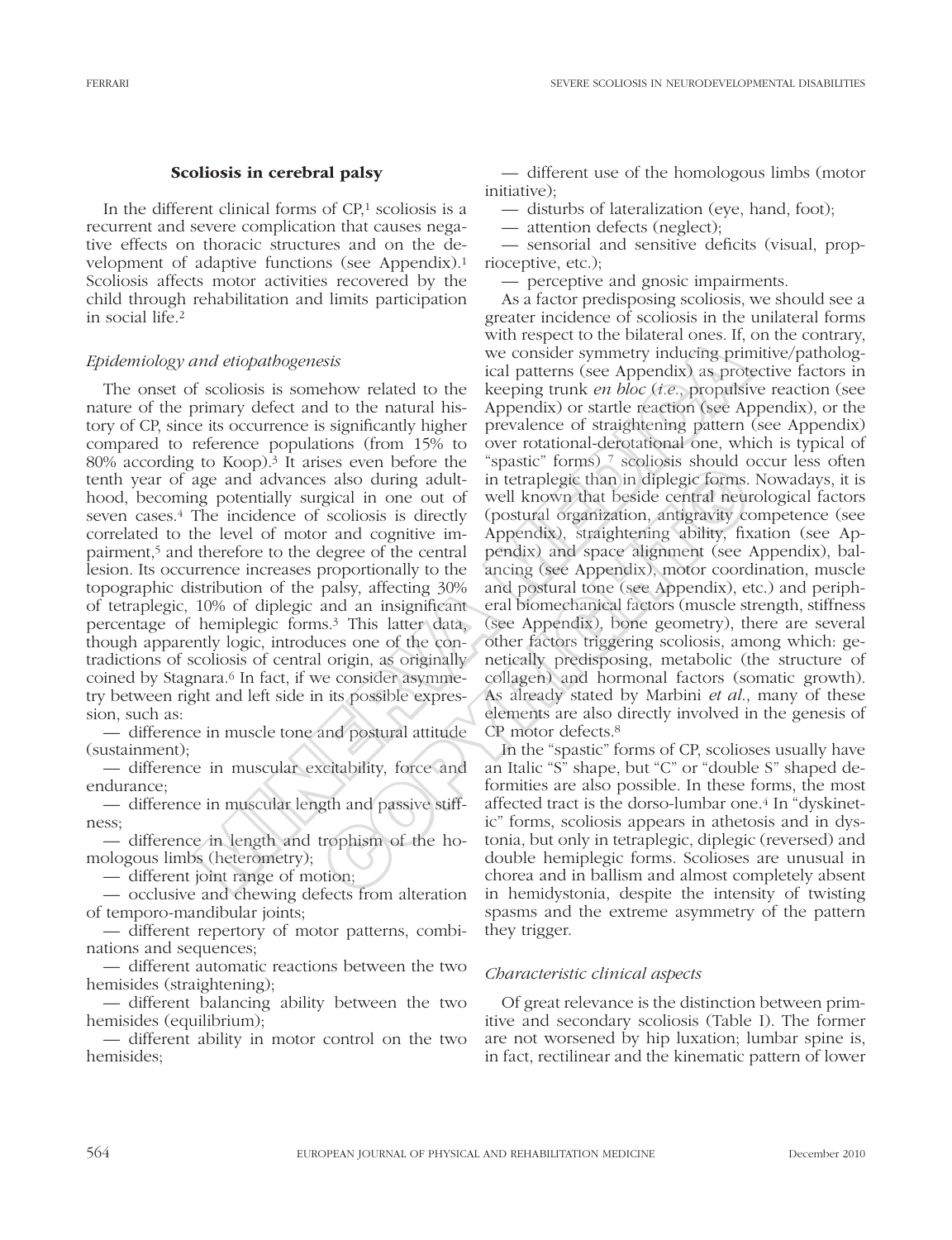## Scoliosis in cerebral palsy

In the different clinical forms of CP,[1] scoliosis is a recurrent and severe complication that causes negative effects on thoracic structures and on the development of adaptive functions (see Appendix).[1] Scoliosis affects motor activities recovered by the child through rehabilitation and limits participation in social life.[2]

### *Epidemiology and etiopathogenesis*

The onset of scoliosis is somehow related to the nature of the primary defect and to the natural history of CP, since its occurrence is significantly higher compared to reference populations (from 15% to 80% according to Koop).[3] It arises even before the tenth year of age and advances also during adulthood, becoming potentially surgical in one out of seven cases.[4] The incidence of scoliosis is directly correlated to the level of motor and cognitive impairment,[5] and therefore to the degree of the central lesion. Its occurrence increases proportionally to the topographic distribution of the palsy, affecting 30% of tetraplegic, 10% of diplegic and an insignificant percentage of hemiplegic forms.[3] This latter data, though apparently logic, introduces one of the contradictions of scoliosis of central origin, as originally coined by Stagnara.[6] In fact, if we consider asymmetry between right and left side in its possible expression, such as:

— difference in muscle tone and postural attitude (sustainment);

— difference in muscular excitability, force and endurance;

— difference in muscular length and passive stiffness;

— difference in length and trophism of the homologous limbs (heterometry);

— different joint range of motion;

— occlusive and chewing defects from alteration of temporo-mandibular joints;

— different repertory of motor patterns, combinations and sequences;

— different automatic reactions between the two hemisides (straightening);

— different balancing ability between the two hemisides (equilibrium);

— different ability in motor control on the two hemisides;

— different use of the homologous limbs (motor initiative);

— disturbs of lateralization (eye, hand, foot);

— attention defects (neglect);

— sensorial and sensitive deficits (visual, proprioceptive, etc.);

— perceptive and gnosic impairments.

As a factor predisposing scoliosis, we should see a greater incidence of scoliosis in the unilateral forms with respect to the bilateral ones. If, on the contrary, we consider symmetry inducing primitive/pathological patterns (see Appendix) as protective factors in keeping trunk *en bloc* (*i.e.*, propulsive reaction (see Appendix) or startle reaction (see Appendix), or the prevalence of straightening pattern (see Appendix) over rotational-derotational one, which is typical of "spastic" forms) [7] scoliosis should occur less often in tetraplegic than in diplegic forms. Nowadays, it is well known that beside central neurological factors (postural organization, antigravity competence (see Appendix), straightening ability, fixation (see Appendix) and space alignment (see Appendix), balancing (see Appendix), motor coordination, muscle and postural tone (see Appendix), etc.) and peripheral biomechanical factors (muscle strength, stiffness (see Appendix), bone geometry), there are several other factors triggering scoliosis, among which: genetically predisposing, metabolic (the structure of collagen) and hormonal factors (somatic growth). As already stated by Marbini *et al.*, many of these elements are also directly involved in the genesis of CP motor defects.[8]

In the "spastic" forms of CP, scolioses usually have an Italic "S" shape, but "C" or "double S" shaped deformities are also possible. In these forms, the most affected tract is the dorso-lumbar one.[4] In "dyskinetic" forms, scoliosis appears in athetosis and in dystonia, but only in tetraplegic, diplegic (reversed) and double hemiplegic forms. Scolioses are unusual in chorea and in ballism and almost completely absent in hemidystonia, despite the intensity of twisting spasms and the extreme asymmetry of the pattern they trigger.

### *Characteristic clinical aspects*

Of great relevance is the distinction between primitive and secondary scoliosis (Table I). The former are not worsened by hip luxation; lumbar spine is, in fact, rectilinear and the kinematic pattern of lower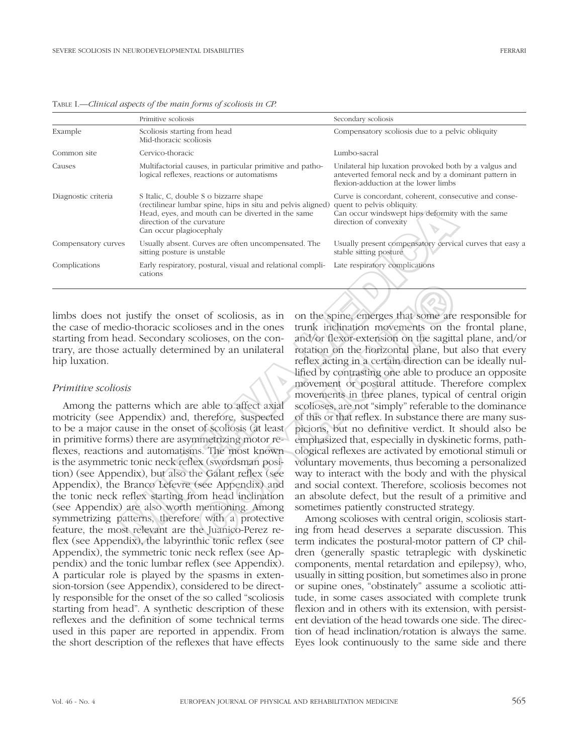TABLE I.—*Clinical aspects of the main forms of scoliosis in CP.*

| | Primitive scoliosis | Secondary scoliosis |
|---|---|---|
| Example | Scoliosis starting from head<br>Mid-thoracic scoliosis | Compensatory scoliosis due to a pelvic obliquity |
| Common site | Cervico-thoracic | Lumbo-sacral |
| Causes | Multifactorial causes, in particular primitive and pathological reflexes, reactions or automatisms | Unilateral hip luxation provoked both by a valgus and anteverted femoral neck and by a dominant pattern in flexion-adduction at the lower limbs |
| Diagnostic criteria | S Italic, C, double S o bizzarre shape (rectilinear lumbar spine, hips in situ and pelvis aligned)<br>Head, eyes, and mouth can be diverted in the same direction of the curvature<br>Can occur plagiocephaly | Curve is concordant, coherent, consecutive and consequent to pelvis obliquity.<br>Can occur windswept hips deformity with the same direction of convexity |
| Compensatory curves | Usually absent. Curves are often uncompensated. The sitting posture is unstable | Usually present compensatory cervical curves that easy a stable sitting posture |
| Complications | Early respiratory, postural, visual and relational complications | Late respiratory complications |

limbs does not justify the onset of scoliosis, as in the case of medio-thoracic scolioses and in the ones starting from head. Secondary scolioses, on the contrary, are those actually determined by an unilateral hip luxation.

### *Primitive scoliosis*

Among the patterns which are able to affect axial motricity (see Appendix) and, therefore, suspected to be a major cause in the onset of scoliosis (at least in primitive forms) there are asymmetrizing motor reflexes, reactions and automatisms. The most known is the asymmetric tonic neck reflex (swordsman position) (see Appendix), but also the Galant reflex (see Appendix), the Branco Lefevre (see Appendix) and the tonic neck reflex starting from head inclination (see Appendix) are also worth mentioning. Among symmetrizing patterns, therefore with a protective feature, the most relevant are the Juanico-Perez reflex (see Appendix), the labyrinthic tonic reflex (see Appendix), the symmetric tonic neck reflex (see Appendix) and the tonic lumbar reflex (see Appendix). A particular role is played by the spasms in extension-torsion (see Appendix), considered to be directly responsible for the onset of the so called "scoliosis starting from head". A synthetic description of these reflexes and the definition of some technical terms used in this paper are reported in appendix. From the short description of the reflexes that have effects on the spine, emerges that some are responsible for trunk inclination movements on the frontal plane, and/or flexor-extension on the sagittal plane, and/or rotation on the horizontal plane, but also that every reflex acting in a certain direction can be ideally nullified by contrasting one able to produce an opposite movement or postural attitude. Therefore complex movements in three planes, typical of central origin scolioses, are not "simply" referable to the dominance of this or that reflex. In substance there are many suspicions, but no definitive verdict. It should also be emphasized that, especially in dyskinetic forms, pathological reflexes are activated by emotional stimuli or voluntary movements, thus becoming a personalized way to interact with the body and with the physical and social context. Therefore, scoliosis becomes not an absolute defect, but the result of a primitive and sometimes patiently constructed strategy.

Among scolioses with central origin, scoliosis starting from head deserves a separate discussion. This term indicates the postural-motor pattern of CP children (generally spastic tetraplegic with dyskinetic components, mental retardation and epilepsy), who, usually in sitting position, but sometimes also in prone or supine ones, "obstinately" assume a scoliotic attitude, in some cases associated with complete trunk flexion and in others with its extension, with persistent deviation of the head towards one side. The direction of head inclination/rotation is always the same. Eyes look continuously to the same side and there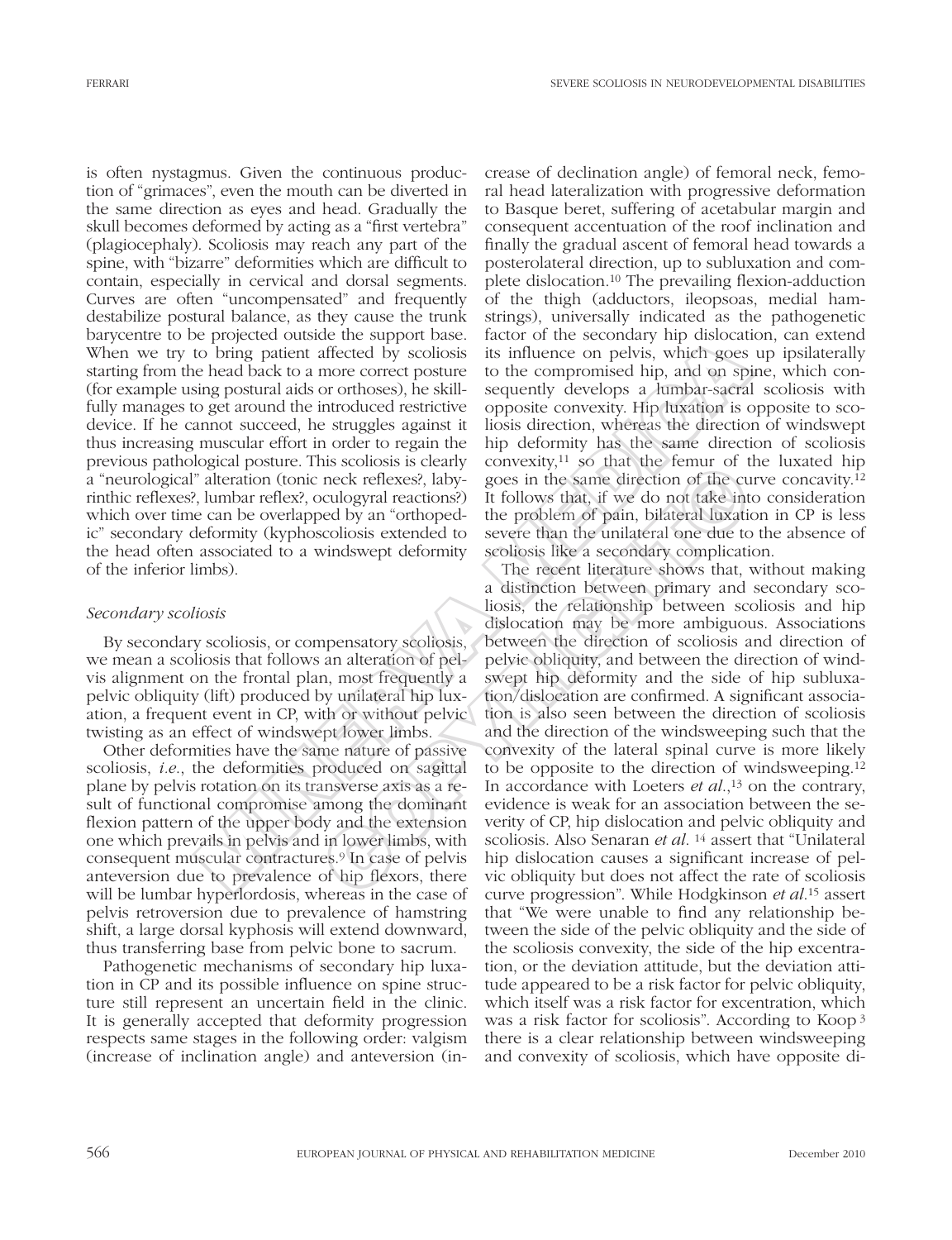is often nystagmus. Given the continuous production of "grimaces", even the mouth can be diverted in the same direction as eyes and head. Gradually the skull becomes deformed by acting as a "first vertebra" (plagiocephaly). Scoliosis may reach any part of the spine, with "bizarre" deformities which are difficult to contain, especially in cervical and dorsal segments. Curves are often "uncompensated" and frequently destabilize postural balance, as they cause the trunk barycentre to be projected outside the support base. When we try to bring patient affected by scoliosis starting from the head back to a more correct posture (for example using postural aids or orthoses), he skillfully manages to get around the introduced restrictive device. If he cannot succeed, he struggles against it thus increasing muscular effort in order to regain the previous pathological posture. This scoliosis is clearly a "neurological" alteration (tonic neck reflexes?, labyrinthic reflexes?, lumbar reflex?, oculogyral reactions?) which over time can be overlapped by an "orthopedic" secondary deformity (kyphoscoliosis extended to the head often associated to a windswept deformity of the inferior limbs).

### *Secondary scoliosis*

By secondary scoliosis, or compensatory scoliosis, we mean a scoliosis that follows an alteration of pelvis alignment on the frontal plan, most frequently a pelvic obliquity (lift) produced by unilateral hip luxation, a frequent event in CP, with or without pelvic twisting as an effect of windswept lower limbs.

Other deformities have the same nature of passive scoliosis, *i.e.*, the deformities produced on sagittal plane by pelvis rotation on its transverse axis as a result of functional compromise among the dominant flexion pattern of the upper body and the extension one which prevails in pelvis and in lower limbs, with consequent muscular contractures.[9] In case of pelvis anteversion due to prevalence of hip flexors, there will be lumbar hyperlordosis, whereas in the case of pelvis retroversion due to prevalence of hamstring shift, a large dorsal kyphosis will extend downward, thus transferring base from pelvic bone to sacrum.

Pathogenetic mechanisms of secondary hip luxation in CP and its possible influence on spine structure still represent an uncertain field in the clinic. It is generally accepted that deformity progression respects same stages in the following order: valgism (increase of inclination angle) and anteversion (increase of declination angle) of femoral neck, femoral head lateralization with progressive deformation to Basque beret, suffering of acetabular margin and consequent accentuation of the roof inclination and finally the gradual ascent of femoral head towards a posterolateral direction, up to subluxation and complete dislocation.[10] The prevailing flexion-adduction of the thigh (adductors, ileopsoas, medial hamstrings), universally indicated as the pathogenetic factor of the secondary hip dislocation, can extend its influence on pelvis, which goes up ipsilaterally to the compromised hip, and on spine, which consequently develops a lumbar-sacral scoliosis with opposite convexity. Hip luxation is opposite to scoliosis direction, whereas the direction of windswept hip deformity has the same direction of scoliosis convexity,[11] so that the femur of the luxated hip goes in the same direction of the curve concavity.[12] It follows that, if we do not take into consideration the problem of pain, bilateral luxation in CP is less severe than the unilateral one due to the absence of scoliosis like a secondary complication.

The recent literature shows that, without making a distinction between primary and secondary scoliosis, the relationship between scoliosis and hip dislocation may be more ambiguous. Associations between the direction of scoliosis and direction of pelvic obliquity, and between the direction of windswept hip deformity and the side of hip subluxation/dislocation are confirmed. A significant association is also seen between the direction of scoliosis and the direction of the windsweeping such that the convexity of the lateral spinal curve is more likely to be opposite to the direction of windsweeping.[12] In accordance with Loeters *et al.*,[13] on the contrary, evidence is weak for an association between the severity of CP, hip dislocation and pelvic obliquity and scoliosis. Also Senaran *et al.* [14] assert that "Unilateral hip dislocation causes a significant increase of pelvic obliquity but does not affect the rate of scoliosis curve progression". While Hodgkinson *et al.*[15] assert that "We were unable to find any relationship between the side of the pelvic obliquity and the side of the scoliosis convexity, the side of the hip excentration, or the deviation attitude, but the deviation attitude appeared to be a risk factor for pelvic obliquity, which itself was a risk factor for excentration, which was a risk factor for scoliosis". According to Koop [3] there is a clear relationship between windsweeping and convexity of scoliosis, which have opposite di-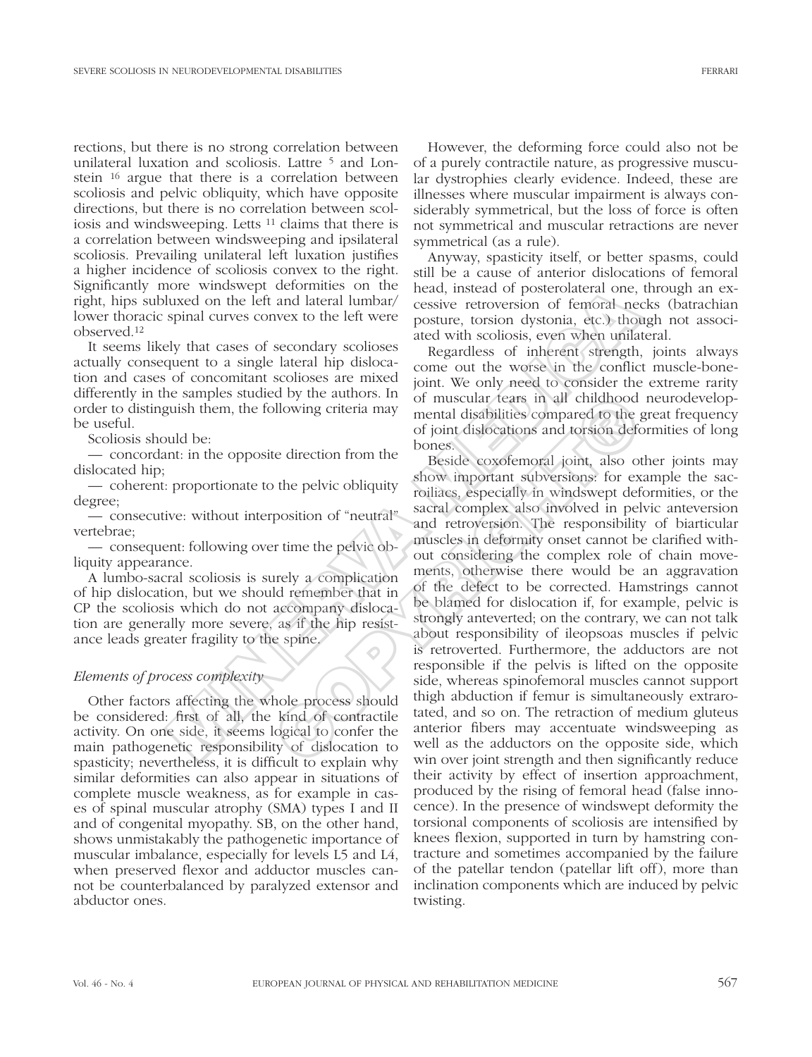rections, but there is no strong correlation between unilateral luxation and scoliosis. Lattre [5] and Lonstein [16] argue that there is a correlation between scoliosis and pelvic obliquity, which have opposite directions, but there is no correlation between scoliosis and windsweeping. Letts [11] claims that there is a correlation between windsweeping and ipsilateral scoliosis. Prevailing unilateral left luxation justifies a higher incidence of scoliosis convex to the right. Significantly more windswept deformities on the right, hips subluxed on the left and lateral lumbar/lower thoracic spinal curves convex to the left were observed.[12]

It seems likely that cases of secondary scolioses actually consequent to a single lateral hip dislocation and cases of concomitant scolioses are mixed differently in the samples studied by the authors. In order to distinguish them, the following criteria may be useful.

Scoliosis should be:

— concordant: in the opposite direction from the dislocated hip;

— coherent: proportionate to the pelvic obliquity degree;

— consecutive: without interposition of "neutral" vertebrae;

— consequent: following over time the pelvic obliquity appearance.

A lumbo-sacral scoliosis is surely a complication of hip dislocation, but we should remember that in CP the scoliosis which do not accompany dislocation are generally more severe, as if the hip resistance leads greater fragility to the spine.

*Elements of process complexity*

Other factors affecting the whole process should be considered: first of all, the kind of contractile activity. On one side, it seems logical to confer the main pathogenetic responsibility of dislocation to spasticity; nevertheless, it is difficult to explain why similar deformities can also appear in situations of complete muscle weakness, as for example in cases of spinal muscular atrophy (SMA) types I and II and of congenital myopathy. SB, on the other hand, shows unmistakably the pathogenetic importance of muscular imbalance, especially for levels L5 and L4, when preserved flexor and adductor muscles cannot be counterbalanced by paralyzed extensor and abductor ones.

However, the deforming force could also not be of a purely contractile nature, as progressive muscular dystrophies clearly evidence. Indeed, these are illnesses where muscular impairment is always considerably symmetrical, but the loss of force is often not symmetrical and muscular retractions are never symmetrical (as a rule).

Anyway, spasticity itself, or better spasms, could still be a cause of anterior dislocations of femoral head, instead of posterolateral one, through an excessive retroversion of femoral necks (batrachian posture, torsion dystonia, etc.) though not associated with scoliosis, even when unilateral.

Regardless of inherent strength, joints always come out the worse in the conflict muscle-bone-joint. We only need to consider the extreme rarity of muscular tears in all childhood neurodevelopmental disabilities compared to the great frequency of joint dislocations and torsion deformities of long bones.

Beside coxofemoral joint, also other joints may show important subversions: for example the sacroiliacs, especially in windswept deformities, or the sacral complex also involved in pelvic anteversion and retroversion. The responsibility of biarticular muscles in deformity onset cannot be clarified without considering the complex role of chain movements, otherwise there would be an aggravation of the defect to be corrected. Hamstrings cannot be blamed for dislocation if, for example, pelvic is strongly anteverted; on the contrary, we can not talk about responsibility of ileopsoas muscles if pelvic is retroverted. Furthermore, the adductors are not responsible if the pelvis is lifted on the opposite side, whereas spinofemoral muscles cannot support thigh abduction if femur is simultaneously extrarotated, and so on. The retraction of medium gluteus anterior fibers may accentuate windsweeping as well as the adductors on the opposite side, which win over joint strength and then significantly reduce their activity by effect of insertion approachment, produced by the rising of femoral head (false innocence). In the presence of windswept deformity the torsional components of scoliosis are intensified by knees flexion, supported in turn by hamstring contracture and sometimes accompanied by the failure of the patellar tendon (patellar lift off), more than inclination components which are induced by pelvic twisting.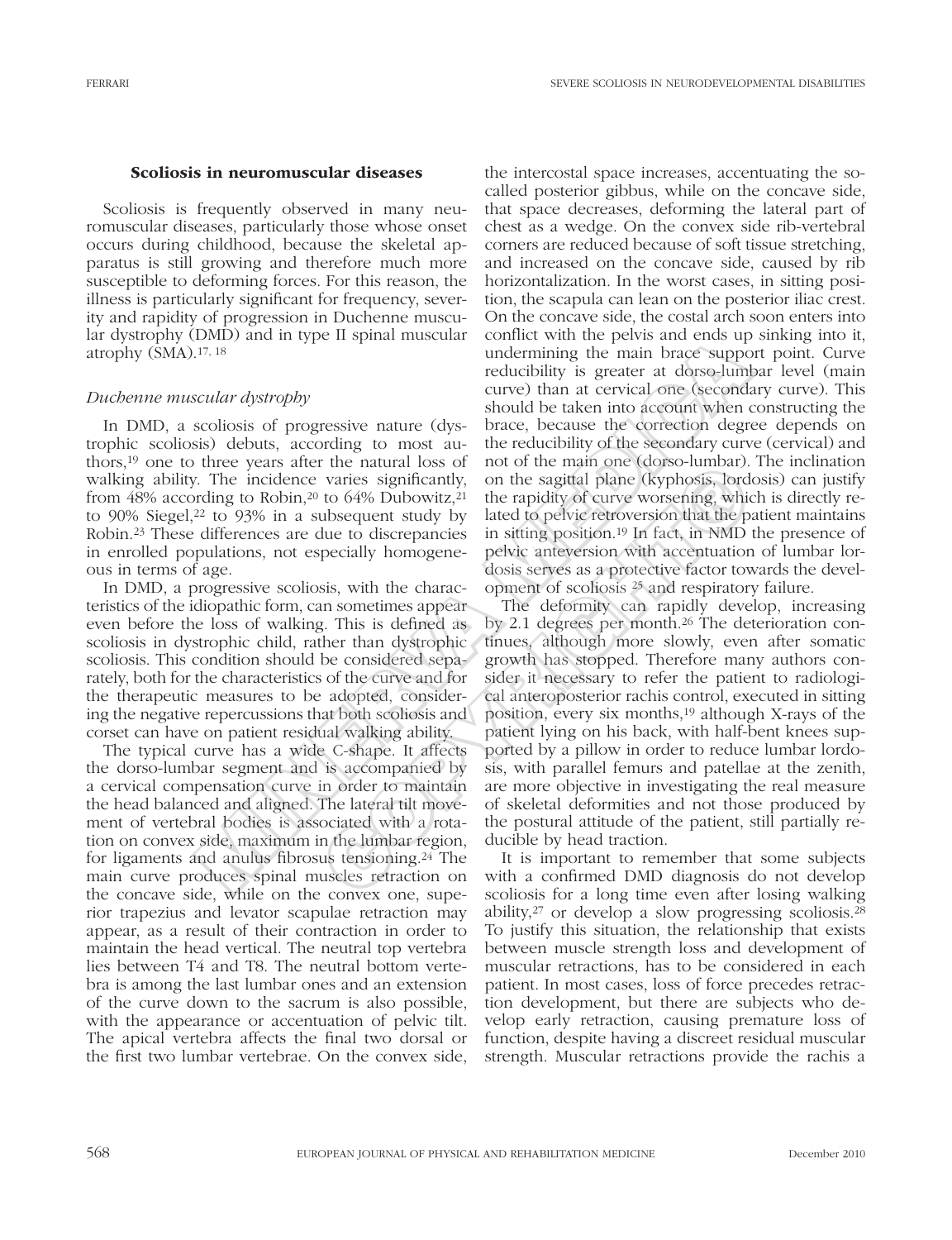### Scoliosis in neuromuscular diseases

Scoliosis is frequently observed in many neuromuscular diseases, particularly those whose onset occurs during childhood, because the skeletal apparatus is still growing and therefore much more susceptible to deforming forces. For this reason, the illness is particularly significant for frequency, severity and rapidity of progression in Duchenne muscular dystrophy (DMD) and in type II spinal muscular atrophy (SMA).[17, 18]

#### *Duchenne muscular dystrophy*

In DMD, a scoliosis of progressive nature (dystrophic scoliosis) debuts, according to most authors,[19] one to three years after the natural loss of walking ability. The incidence varies significantly, from 48% according to Robin,[20] to 64% Dubowitz,[21] to 90% Siegel,[22] to 93% in a subsequent study by Robin.[23] These differences are due to discrepancies in enrolled populations, not especially homogeneous in terms of age.

In DMD, a progressive scoliosis, with the characteristics of the idiopathic form, can sometimes appear even before the loss of walking. This is defined as scoliosis in dystrophic child, rather than dystrophic scoliosis. This condition should be considered separately, both for the characteristics of the curve and for the therapeutic measures to be adopted, considering the negative repercussions that both scoliosis and corset can have on patient residual walking ability.

The typical curve has a wide C-shape. It affects the dorso-lumbar segment and is accompanied by a cervical compensation curve in order to maintain the head balanced and aligned. The lateral tilt movement of vertebral bodies is associated with a rotation on convex side, maximum in the lumbar region, for ligaments and anulus fibrosus tensioning.[24] The main curve produces spinal muscles retraction on the concave side, while on the convex one, superior trapezius and levator scapulae retraction may appear, as a result of their contraction in order to maintain the head vertical. The neutral top vertebra lies between T4 and T8. The neutral bottom vertebra is among the last lumbar ones and an extension of the curve down to the sacrum is also possible, with the appearance or accentuation of pelvic tilt. The apical vertebra affects the final two dorsal or the first two lumbar vertebrae. On the convex side, the intercostal space increases, accentuating the so-called posterior gibbus, while on the concave side, that space decreases, deforming the lateral part of chest as a wedge. On the convex side rib-vertebral corners are reduced because of soft tissue stretching, and increased on the concave side, caused by rib horizontalization. In the worst cases, in sitting position, the scapula can lean on the posterior iliac crest. On the concave side, the costal arch soon enters into conflict with the pelvis and ends up sinking into it, undermining the main brace support point. Curve reducibility is greater at dorso-lumbar level (main curve) than at cervical one (secondary curve). This should be taken into account when constructing the brace, because the correction degree depends on the reducibility of the secondary curve (cervical) and not of the main one (dorso-lumbar). The inclination on the sagittal plane (kyphosis, lordosis) can justify the rapidity of curve worsening, which is directly related to pelvic retroversion that the patient maintains in sitting position.[19] In fact, in NMD the presence of pelvic anteversion with accentuation of lumbar lordosis serves as a protective factor towards the development of scoliosis [25] and respiratory failure.

The deformity can rapidly develop, increasing by 2.1 degrees per month.[26] The deterioration continues, although more slowly, even after somatic growth has stopped. Therefore many authors consider it necessary to refer the patient to radiological anteroposterior rachis control, executed in sitting position, every six months,[19] although X-rays of the patient lying on his back, with half-bent knees supported by a pillow in order to reduce lumbar lordosis, with parallel femurs and patellae at the zenith, are more objective in investigating the real measure of skeletal deformities and not those produced by the postural attitude of the patient, still partially reducible by head traction.

It is important to remember that some subjects with a confirmed DMD diagnosis do not develop scoliosis for a long time even after losing walking ability,[27] or develop a slow progressing scoliosis.[28] To justify this situation, the relationship that exists between muscle strength loss and development of muscular retractions, has to be considered in each patient. In most cases, loss of force precedes retraction development, but there are subjects who develop early retraction, causing premature loss of function, despite having a discreet residual muscular strength. Muscular retractions provide the rachis a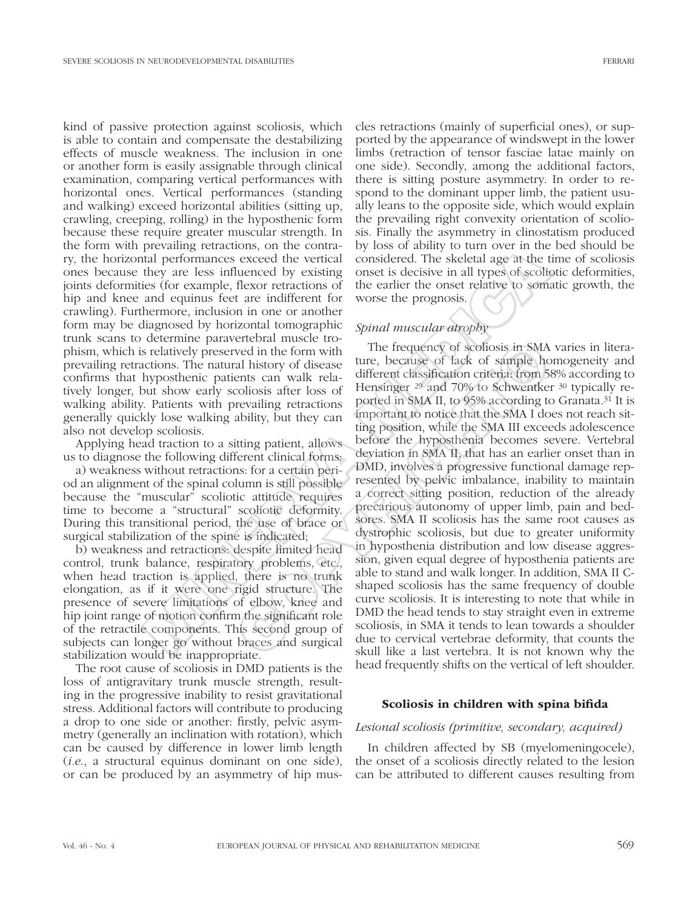kind of passive protection against scoliosis, which is able to contain and compensate the destabilizing effects of muscle weakness. The inclusion in one or another form is easily assignable through clinical examination, comparing vertical performances with horizontal ones. Vertical performances (standing and walking) exceed horizontal abilities (sitting up, crawling, creeping, rolling) in the hyposthenic form because these require greater muscular strength. In the form with prevailing retractions, on the contrary, the horizontal performances exceed the vertical ones because they are less influenced by existing joints deformities (for example, flexor retractions of hip and knee and equinus feet are indifferent for crawling). Furthermore, inclusion in one or another form may be diagnosed by horizontal tomographic trunk scans to determine paravertebral muscle trophism, which is relatively preserved in the form with prevailing retractions. The natural history of disease confirms that hyposthenic patients can walk relatively longer, but show early scoliosis after loss of walking ability. Patients with prevailing retractions generally quickly lose walking ability, but they can also not develop scoliosis.

Applying head traction to a sitting patient, allows us to diagnose the following different clinical forms:

a) weakness without retractions: for a certain period an alignment of the spinal column is still possible because the "muscular" scoliotic attitude requires time to become a "structural" scoliotic deformity. During this transitional period, the use of brace or surgical stabilization of the spine is indicated;

b) weakness and retractions: despite limited head control, trunk balance, respiratory problems, etc., when head traction is applied, there is no trunk elongation, as if it were one rigid structure. The presence of severe limitations of elbow, knee and hip joint range of motion confirm the significant role of the retractile components. This second group of subjects can longer go without braces and surgical stabilization would be inappropriate.

The root cause of scoliosis in DMD patients is the loss of antigravitary trunk muscle strength, resulting in the progressive inability to resist gravitational stress. Additional factors will contribute to producing a drop to one side or another: firstly, pelvic asymmetry (generally an inclination with rotation), which can be caused by difference in lower limb length (*i.e.*, a structural equinus dominant on one side), or can be produced by an asymmetry of hip muscles retractions (mainly of superficial ones), or supported by the appearance of windswept in the lower limbs (retraction of tensor fasciae latae mainly on one side). Secondly, among the additional factors, there is sitting posture asymmetry. In order to respond to the dominant upper limb, the patient usually leans to the opposite side, which would explain the prevailing right convexity orientation of scoliosis. Finally the asymmetry in clinostatism produced by loss of ability to turn over in the bed should be considered. The skeletal age at the time of scoliosis onset is decisive in all types of scoliotic deformities, the earlier the onset relative to somatic growth, the worse the prognosis.

### *Spinal muscular atrophy*

The frequency of scoliosis in SMA varies in literature, because of lack of sample homogeneity and different classification criteria: from 58% according to Hensinger [29] and 70% to Schwentker [30] typically reported in SMA II, to 95% according to Granata.[31] It is important to notice that the SMA I does not reach sitting position, while the SMA III exceeds adolescence before the hyposthenia becomes severe. Vertebral deviation in SMA II, that has an earlier onset than in DMD, involves a progressive functional damage represented by pelvic imbalance, inability to maintain a correct sitting position, reduction of the already precarious autonomy of upper limb, pain and bedsores. SMA II scoliosis has the same root causes as dystrophic scoliosis, but due to greater uniformity in hyposthenia distribution and low disease aggression, given equal degree of hyposthenia patients are able to stand and walk longer. In addition, SMA II C-shaped scoliosis has the same frequency of double curve scoliosis. It is interesting to note that while in DMD the head tends to stay straight even in extreme scoliosis, in SMA it tends to lean towards a shoulder due to cervical vertebrae deformity, that counts the skull like a last vertebra. It is not known why the head frequently shifts on the vertical of left shoulder.

## Scoliosis in children with spina bifida

### *Lesional scoliosis (primitive, secondary, acquired)*

In children affected by SB (myelomeningocele), the onset of a scoliosis directly related to the lesion can be attributed to different causes resulting from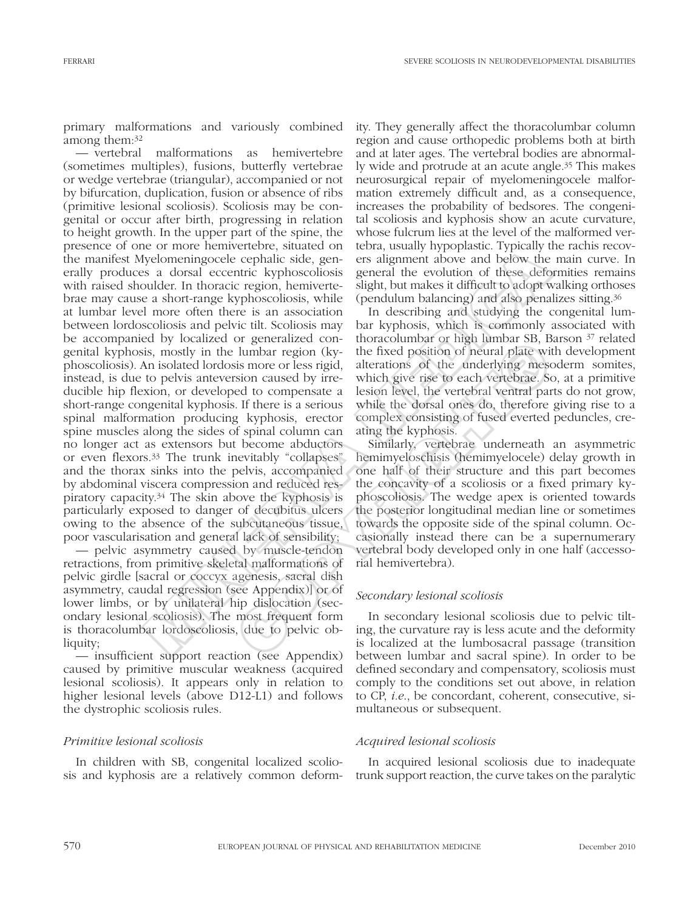primary malformations and variously combined among them:[32]

— vertebral malformations as hemivertebre (sometimes multiples), fusions, butterfly vertebrae or wedge vertebrae (triangular), accompanied or not by bifurcation, duplication, fusion or absence of ribs (primitive lesional scoliosis). Scoliosis may be congenital or occur after birth, progressing in relation to height growth. In the upper part of the spine, the presence of one or more hemivertebre, situated on the manifest Myelomeningocele cephalic side, generally produces a dorsal eccentric kyphoscoliosis with raised shoulder. In thoracic region, hemivertebrae may cause a short-range kyphoscoliosis, while at lumbar level more often there is an association between lordoscoliosis and pelvic tilt. Scoliosis may be accompanied by localized or generalized congenital kyphosis, mostly in the lumbar region (kyphoscoliosis). An isolated lordosis more or less rigid, instead, is due to pelvis anteversion caused by irreducible hip flexion, or developed to compensate a short-range congenital kyphosis. If there is a serious spinal malformation producing kyphosis, erector spine muscles along the sides of spinal column can no longer act as extensors but become abductors or even flexors.[33] The trunk inevitably "collapses" and the thorax sinks into the pelvis, accompanied by abdominal viscera compression and reduced respiratory capacity.[34] The skin above the kyphosis is particularly exposed to danger of decubitus ulcers owing to the absence of the subcutaneous tissue, poor vascularisation and general lack of sensibility;

— pelvic asymmetry caused by muscle-tendon retractions, from primitive skeletal malformations of pelvic girdle [sacral or coccyx agenesis, sacral dish asymmetry, caudal regression (see Appendix)] or of lower limbs, or by unilateral hip dislocation (secondary lesional scoliosis). The most frequent form is thoracolumbar lordoscoliosis, due to pelvic obliquity;

— insufficient support reaction (see Appendix) caused by primitive muscular weakness (acquired lesional scoliosis). It appears only in relation to higher lesional levels (above D12-L1) and follows the dystrophic scoliosis rules.

### *Primitive lesional scoliosis*

In children with SB, congenital localized scoliosis and kyphosis are a relatively common deformity. They generally affect the thoracolumbar column region and cause orthopedic problems both at birth and at later ages. The vertebral bodies are abnormally wide and protrude at an acute angle.[35] This makes neurosurgical repair of myelomeningocele malformation extremely difficult and, as a consequence, increases the probability of bedsores. The congenital scoliosis and kyphosis show an acute curvature, whose fulcrum lies at the level of the malformed vertebra, usually hypoplastic. Typically the rachis recovers alignment above and below the main curve. In general the evolution of these deformities remains slight, but makes it difficult to adopt walking orthoses (pendulum balancing) and also penalizes sitting.[36]

In describing and studying the congenital lumbar kyphosis, which is commonly associated with thoracolumbar or high lumbar SB, Barson [37] related the fixed position of neural plate with development alterations of the underlying mesoderm somites, which give rise to each vertebrae. So, at a primitive lesion level, the vertebral ventral parts do not grow, while the dorsal ones do, therefore giving rise to a complex consisting of fused everted peduncles, creating the kyphosis.

Similarly, vertebrae underneath an asymmetric hemimyeloschisis (hemimyelocele) delay growth in one half of their structure and this part becomes the concavity of a scoliosis or a fixed primary kyphoscoliosis. The wedge apex is oriented towards the posterior longitudinal median line or sometimes towards the opposite side of the spinal column. Occasionally instead there can be a supernumerary vertebral body developed only in one half (accessorial hemivertebra).

### *Secondary lesional scoliosis*

In secondary lesional scoliosis due to pelvic tilting, the curvature ray is less acute and the deformity is localized at the lumbosacral passage (transition between lumbar and sacral spine). In order to be defined secondary and compensatory, scoliosis must comply to the conditions set out above, in relation to CP, *i.e.*, be concordant, coherent, consecutive, simultaneous or subsequent.

### *Acquired lesional scoliosis*

In acquired lesional scoliosis due to inadequate trunk support reaction, the curve takes on the paralytic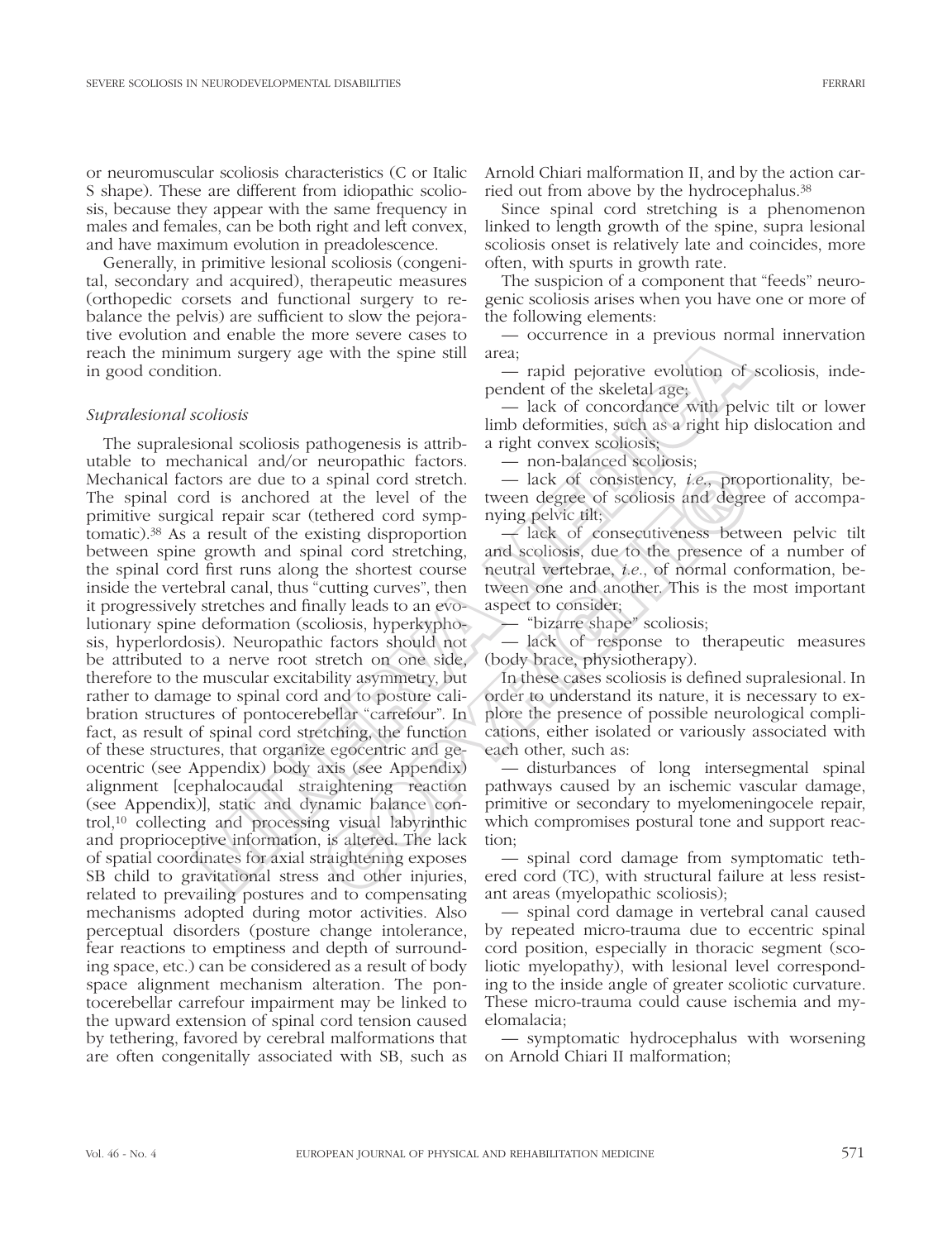or neuromuscular scoliosis characteristics (C or Italic S shape). These are different from idiopathic scoliosis, because they appear with the same frequency in males and females, can be both right and left convex, and have maximum evolution in preadolescence.

Generally, in primitive lesional scoliosis (congenital, secondary and acquired), therapeutic measures (orthopedic corsets and functional surgery to rebalance the pelvis) are sufficient to slow the pejorative evolution and enable the more severe cases to reach the minimum surgery age with the spine still in good condition.

*Supralesional scoliosis*

The supralesional scoliosis pathogenesis is attributable to mechanical and/or neuropathic factors. Mechanical factors are due to a spinal cord stretch. The spinal cord is anchored at the level of the primitive surgical repair scar (tethered cord symptomatic).[38] As a result of the existing disproportion between spine growth and spinal cord stretching, the spinal cord first runs along the shortest course inside the vertebral canal, thus "cutting curves", then it progressively stretches and finally leads to an evolutionary spine deformation (scoliosis, hyperkyphosis, hyperlordosis). Neuropathic factors should not be attributed to a nerve root stretch on one side, therefore to the muscular excitability asymmetry, but rather to damage to spinal cord and to posture calibration structures of pontocerebellar "carrefour". In fact, as result of spinal cord stretching, the function of these structures, that organize egocentric and geocentric (see Appendix) body axis (see Appendix) alignment [cephalocaudal straightening reaction (see Appendix)], static and dynamic balance control,[10] collecting and processing visual labyrinthic and proprioceptive information, is altered. The lack of spatial coordinates for axial straightening exposes SB child to gravitational stress and other injuries, related to prevailing postures and to compensating mechanisms adopted during motor activities. Also perceptual disorders (posture change intolerance, fear reactions to emptiness and depth of surrounding space, etc.) can be considered as a result of body space alignment mechanism alteration. The pontocerebellar carrefour impairment may be linked to the upward extension of spinal cord tension caused by tethering, favored by cerebral malformations that are often congenitally associated with SB, such as Arnold Chiari malformation II, and by the action carried out from above by the hydrocephalus.[38]

Since spinal cord stretching is a phenomenon linked to length growth of the spine, supra lesional scoliosis onset is relatively late and coincides, more often, with spurts in growth rate.

The suspicion of a component that "feeds" neurogenic scoliosis arises when you have one or more of the following elements:

— occurrence in a previous normal innervation area;

— rapid pejorative evolution of scoliosis, independent of the skeletal age;

— lack of concordance with pelvic tilt or lower limb deformities, such as a right hip dislocation and a right convex scoliosis;

— non-balanced scoliosis;

— lack of consistency, *i.e.*, proportionality, between degree of scoliosis and degree of accompanying pelvic tilt;

— lack of consecutiveness between pelvic tilt and scoliosis, due to the presence of a number of neutral vertebrae, *i.e.*, of normal conformation, between one and another. This is the most important aspect to consider;

— "bizarre shape" scoliosis;

— lack of response to therapeutic measures (body brace, physiotherapy).

In these cases scoliosis is defined supralesional. In order to understand its nature, it is necessary to explore the presence of possible neurological complications, either isolated or variously associated with each other, such as:

— disturbances of long intersegmental spinal pathways caused by an ischemic vascular damage, primitive or secondary to myelomeningocele repair, which compromises postural tone and support reaction;

— spinal cord damage from symptomatic tethered cord (TC), with structural failure at less resistant areas (myelopathic scoliosis);

— spinal cord damage in vertebral canal caused by repeated micro-trauma due to eccentric spinal cord position, especially in thoracic segment (scoliotic myelopathy), with lesional level corresponding to the inside angle of greater scoliotic curvature. These micro-trauma could cause ischemia and myelomalacia;

— symptomatic hydrocephalus with worsening on Arnold Chiari II malformation;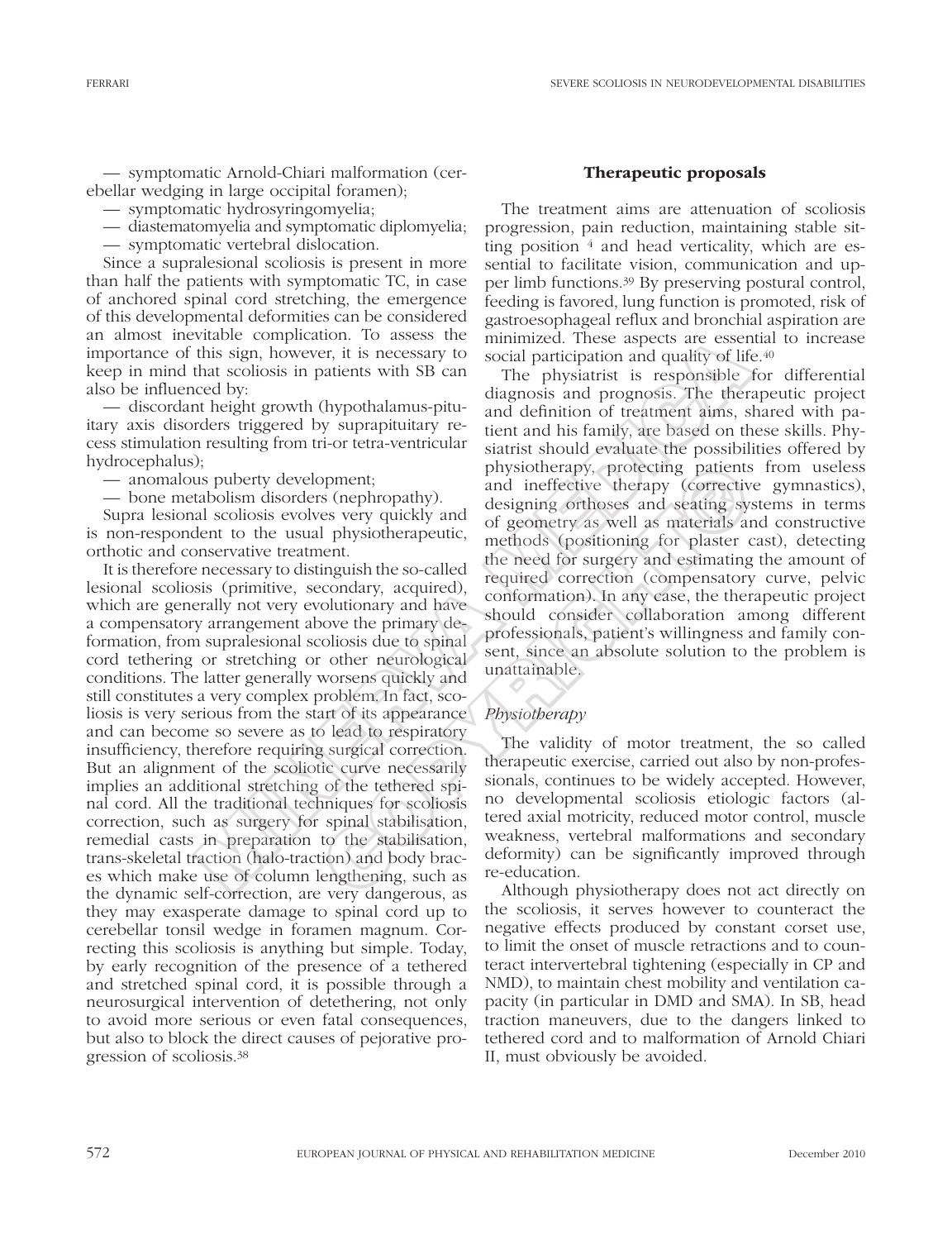— symptomatic Arnold-Chiari malformation (cerebellar wedging in large occipital foramen);

— symptomatic hydrosyringomyelia;

— diastematomyelia and symptomatic diplomyelia;

— symptomatic vertebral dislocation.

Since a supralesional scoliosis is present in more than half the patients with symptomatic TC, in case of anchored spinal cord stretching, the emergence of this developmental deformities can be considered an almost inevitable complication. To assess the importance of this sign, however, it is necessary to keep in mind that scoliosis in patients with SB can also be influenced by:

— discordant height growth (hypothalamus-pituitary axis disorders triggered by suprapituitary recess stimulation resulting from tri-or tetra-ventricular hydrocephalus);

— anomalous puberty development;

— bone metabolism disorders (nephropathy).

Supra lesional scoliosis evolves very quickly and is non-respondent to the usual physiotherapeutic, orthotic and conservative treatment.

It is therefore necessary to distinguish the so-called lesional scoliosis (primitive, secondary, acquired), which are generally not very evolutionary and have a compensatory arrangement above the primary deformation, from supralesional scoliosis due to spinal cord tethering or stretching or other neurological conditions. The latter generally worsens quickly and still constitutes a very complex problem. In fact, scoliosis is very serious from the start of its appearance and can become so severe as to lead to respiratory insufficiency, therefore requiring surgical correction. But an alignment of the scoliotic curve necessarily implies an additional stretching of the tethered spinal cord. All the traditional techniques for scoliosis correction, such as surgery for spinal stabilisation, remedial casts in preparation to the stabilisation, trans-skeletal traction (halo-traction) and body braces which make use of column lengthening, such as the dynamic self-correction, are very dangerous, as they may exasperate damage to spinal cord up to cerebellar tonsil wedge in foramen magnum. Correcting this scoliosis is anything but simple. Today, by early recognition of the presence of a tethered and stretched spinal cord, it is possible through a neurosurgical intervention of detethering, not only to avoid more serious or even fatal consequences, but also to block the direct causes of pejorative progression of scoliosis.[38]

## Therapeutic proposals

The treatment aims are attenuation of scoliosis progression, pain reduction, maintaining stable sitting position [4] and head verticality, which are essential to facilitate vision, communication and upper limb functions.[39] By preserving postural control, feeding is favored, lung function is promoted, risk of gastroesophageal reflux and bronchial aspiration are minimized. These aspects are essential to increase social participation and quality of life.[40]

The physiatrist is responsible for differential diagnosis and prognosis. The therapeutic project and definition of treatment aims, shared with patient and his family, are based on these skills. Physiatrist should evaluate the possibilities offered by physiotherapy, protecting patients from useless and ineffective therapy (corrective gymnastics), designing orthoses and seating systems in terms of geometry as well as materials and constructive methods (positioning for plaster cast), detecting the need for surgery and estimating the amount of required correction (compensatory curve, pelvic conformation). In any case, the therapeutic project should consider collaboration among different professionals, patient's willingness and family consent, since an absolute solution to the problem is unattainable.

### *Physiotherapy*

The validity of motor treatment, the so called therapeutic exercise, carried out also by non-professionals, continues to be widely accepted. However, no developmental scoliosis etiologic factors (altered axial motricity, reduced motor control, muscle weakness, vertebral malformations and secondary deformity) can be significantly improved through re-education.

Although physiotherapy does not act directly on the scoliosis, it serves however to counteract the negative effects produced by constant corset use, to limit the onset of muscle retractions and to counteract intervertebral tightening (especially in CP and NMD), to maintain chest mobility and ventilation capacity (in particular in DMD and SMA). In SB, head traction maneuvers, due to the dangers linked to tethered cord and to malformation of Arnold Chiari II, must obviously be avoided.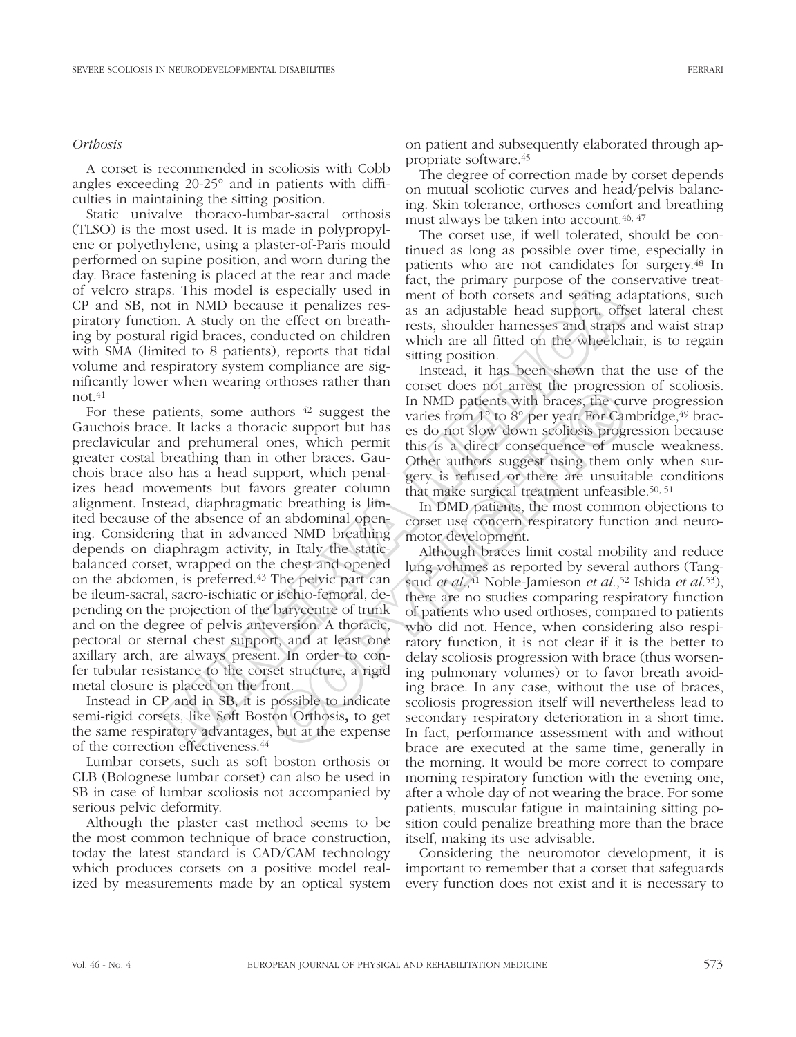*Orthosis*

A corset is recommended in scoliosis with Cobb angles exceeding 20-25° and in patients with difficulties in maintaining the sitting position.

Static univalve thoraco-lumbar-sacral orthosis (TLSO) is the most used. It is made in polypropylene or polyethylene, using a plaster-of-Paris mould performed on supine position, and worn during the day. Brace fastening is placed at the rear and made of velcro straps. This model is especially used in CP and SB, not in NMD because it penalizes respiratory function. A study on the effect on breathing by postural rigid braces, conducted on children with SMA (limited to 8 patients), reports that tidal volume and respiratory system compliance are significantly lower when wearing orthoses rather than not.[41]

For these patients, some authors [42] suggest the Gauchois brace. It lacks a thoracic support but has preclavicular and prehumeral ones, which permit greater costal breathing than in other braces. Gauchois brace also has a head support, which penalizes head movements but favors greater column alignment. Instead, diaphragmatic breathing is limited because of the absence of an abdominal opening. Considering that in advanced NMD breathing depends on diaphragm activity, in Italy the static-balanced corset, wrapped on the chest and opened on the abdomen, is preferred.[43] The pelvic part can be ileum-sacral, sacro-ischiatic or ischio-femoral, depending on the projection of the barycentre of trunk and on the degree of pelvis anteversion. A thoracic, pectoral or sternal chest support, and at least one axillary arch, are always present. In order to confer tubular resistance to the corset structure, a rigid metal closure is placed on the front.

Instead in CP and in SB, it is possible to indicate semi-rigid corsets, like Soft Boston Orthosis**,** to get the same respiratory advantages, but at the expense of the correction effectiveness.[44]

Lumbar corsets, such as soft boston orthosis or CLB (Bolognese lumbar corset) can also be used in SB in case of lumbar scoliosis not accompanied by serious pelvic deformity.

Although the plaster cast method seems to be the most common technique of brace construction, today the latest standard is CAD/CAM technology which produces corsets on a positive model realized by measurements made by an optical system on patient and subsequently elaborated through appropriate software.[45]

The degree of correction made by corset depends on mutual scoliotic curves and head/pelvis balancing. Skin tolerance, orthoses comfort and breathing must always be taken into account.[46, 47]

The corset use, if well tolerated, should be continued as long as possible over time, especially in patients who are not candidates for surgery.[48] In fact, the primary purpose of the conservative treatment of both corsets and seating adaptations, such as an adjustable head support, offset lateral chest rests, shoulder harnesses and straps and waist strap which are all fitted on the wheelchair, is to regain sitting position.

Instead, it has been shown that the use of the corset does not arrest the progression of scoliosis. In NMD patients with braces, the curve progression varies from 1° to 8° per year. For Cambridge,[49] braces do not slow down scoliosis progression because this is a direct consequence of muscle weakness. Other authors suggest using them only when surgery is refused or there are unsuitable conditions that make surgical treatment unfeasible.[50, 51]

In DMD patients, the most common objections to corset use concern respiratory function and neuromotor development.

Although braces limit costal mobility and reduce lung volumes as reported by several authors (Tangsrud *et al.*,[41] Noble-Jamieson *et al.*,[52] Ishida *et al.*[53]), there are no studies comparing respiratory function of patients who used orthoses, compared to patients who did not. Hence, when considering also respiratory function, it is not clear if it is the better to delay scoliosis progression with brace (thus worsening pulmonary volumes) or to favor breath avoiding brace. In any case, without the use of braces, scoliosis progression itself will nevertheless lead to secondary respiratory deterioration in a short time. In fact, performance assessment with and without brace are executed at the same time, generally in the morning. It would be more correct to compare morning respiratory function with the evening one, after a whole day of not wearing the brace. For some patients, muscular fatigue in maintaining sitting position could penalize breathing more than the brace itself, making its use advisable.

Considering the neuromotor development, it is important to remember that a corset that safeguards every function does not exist and it is necessary to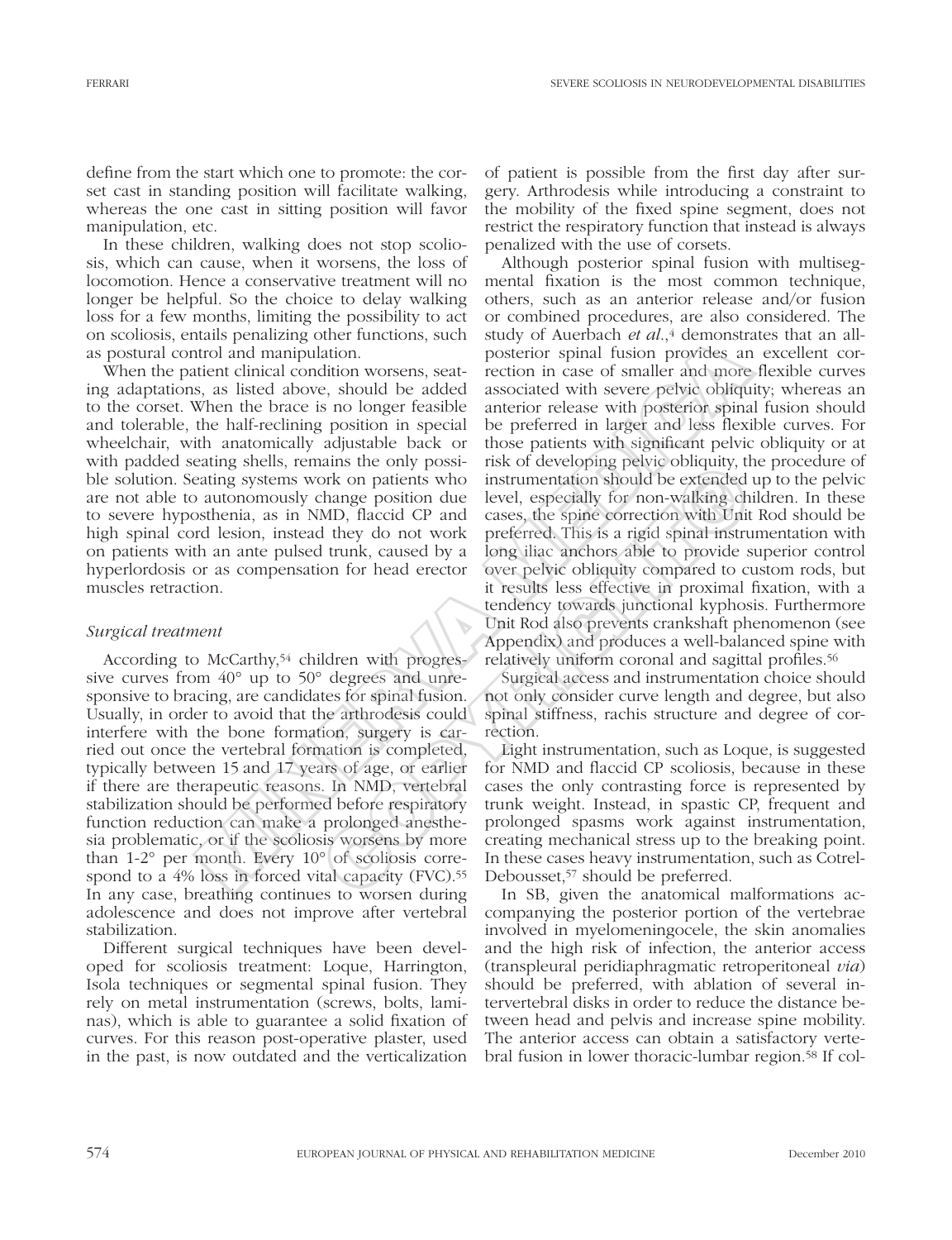define from the start which one to promote: the corset cast in standing position will facilitate walking, whereas the one cast in sitting position will favor manipulation, etc.

In these children, walking does not stop scoliosis, which can cause, when it worsens, the loss of locomotion. Hence a conservative treatment will no longer be helpful. So the choice to delay walking loss for a few months, limiting the possibility to act on scoliosis, entails penalizing other functions, such as postural control and manipulation.

When the patient clinical condition worsens, seating adaptations, as listed above, should be added to the corset. When the brace is no longer feasible and tolerable, the half-reclining position in special wheelchair, with anatomically adjustable back or with padded seating shells, remains the only possible solution. Seating systems work on patients who are not able to autonomously change position due to severe hyposthenia, as in NMD, flaccid CP and high spinal cord lesion, instead they do not work on patients with an ante pulsed trunk, caused by a hyperlordosis or as compensation for head erector muscles retraction.

### *Surgical treatment*

According to McCarthy,[54] children with progressive curves from 40° up to 50° degrees and unresponsive to bracing, are candidates for spinal fusion. Usually, in order to avoid that the arthrodesis could interfere with the bone formation, surgery is carried out once the vertebral formation is completed, typically between 15 and 17 years of age, or earlier if there are therapeutic reasons. In NMD, vertebral stabilization should be performed before respiratory function reduction can make a prolonged anesthesia problematic, or if the scoliosis worsens by more than 1-2° per month. Every 10° of scoliosis correspond to a 4% loss in forced vital capacity (FVC).[55] In any case, breathing continues to worsen during adolescence and does not improve after vertebral stabilization.

Different surgical techniques have been developed for scoliosis treatment: Loque, Harrington, Isola techniques or segmental spinal fusion. They rely on metal instrumentation (screws, bolts, laminas), which is able to guarantee a solid fixation of curves. For this reason post-operative plaster, used in the past, is now outdated and the verticalization of patient is possible from the first day after surgery. Arthrodesis while introducing a constraint to the mobility of the fixed spine segment, does not restrict the respiratory function that instead is always penalized with the use of corsets.

Although posterior spinal fusion with multisegmental fixation is the most common technique, others, such as an anterior release and/or fusion or combined procedures, are also considered. The study of Auerbach *et al.*,[4] demonstrates that an all-posterior spinal fusion provides an excellent correction in case of smaller and more flexible curves associated with severe pelvic obliquity; whereas an anterior release with posterior spinal fusion should be preferred in larger and less flexible curves. For those patients with significant pelvic obliquity or at risk of developing pelvic obliquity, the procedure of instrumentation should be extended up to the pelvic level, especially for non-walking children. In these cases, the spine correction with Unit Rod should be preferred. This is a rigid spinal instrumentation with long iliac anchors able to provide superior control over pelvic obliquity compared to custom rods, but it results less effective in proximal fixation, with a tendency towards junctional kyphosis. Furthermore Unit Rod also prevents crankshaft phenomenon (see Appendix) and produces a well-balanced spine with relatively uniform coronal and sagittal profiles.[56]

Surgical access and instrumentation choice should not only consider curve length and degree, but also spinal stiffness, rachis structure and degree of correction.

Light instrumentation, such as Loque, is suggested for NMD and flaccid CP scoliosis, because in these cases the only contrasting force is represented by trunk weight. Instead, in spastic CP, frequent and prolonged spasms work against instrumentation, creating mechanical stress up to the breaking point. In these cases heavy instrumentation, such as Cotrel-Debousset,[57] should be preferred.

In SB, given the anatomical malformations accompanying the posterior portion of the vertebrae involved in myelomeningocele, the skin anomalies and the high risk of infection, the anterior access (transpleural peridiaphragmatic retroperitoneal *via*) should be preferred, with ablation of several intervertebral disks in order to reduce the distance between head and pelvis and increase spine mobility. The anterior access can obtain a satisfactory vertebral fusion in lower thoracic-lumbar region.[58] If col-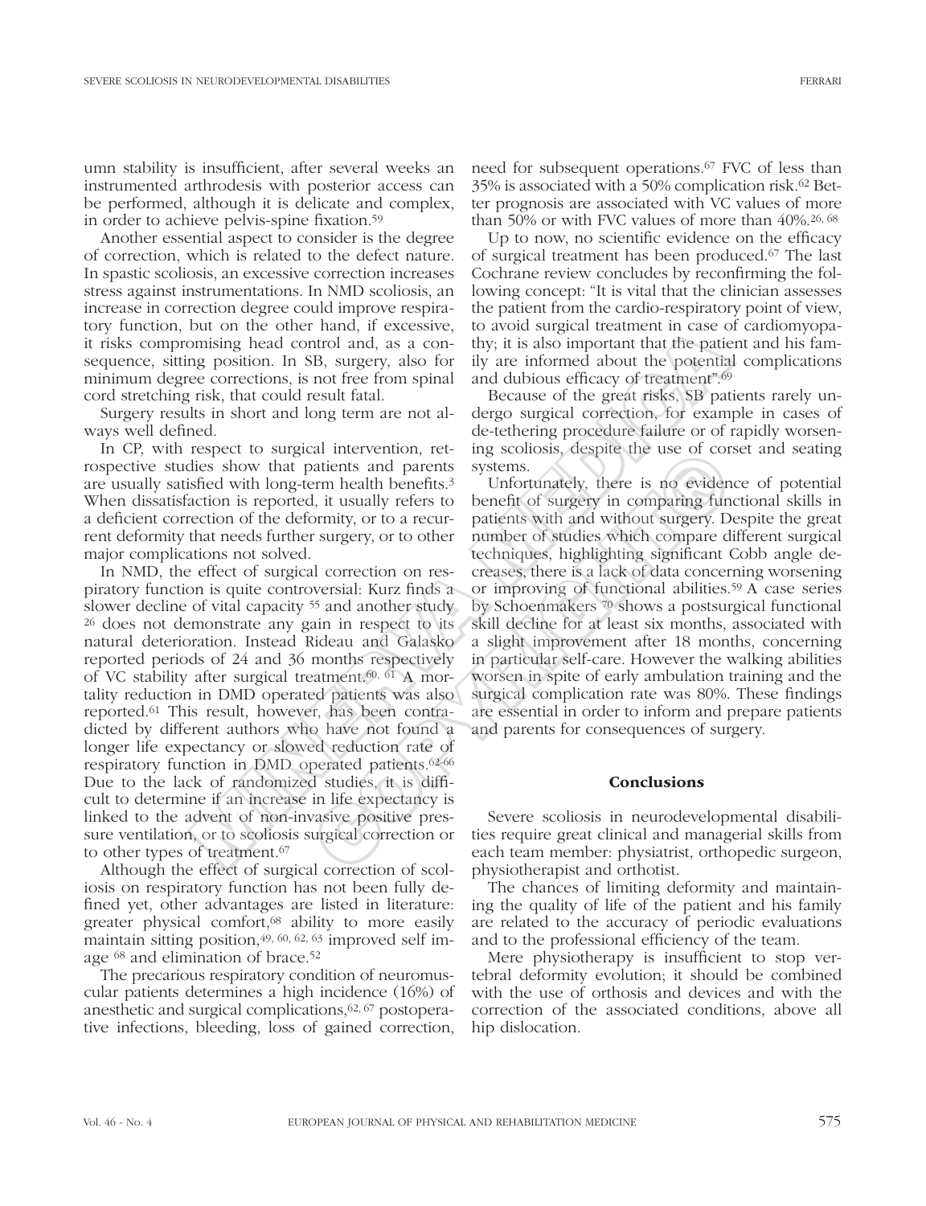umn stability is insufficient, after several weeks an instrumented arthrodesis with posterior access can be performed, although it is delicate and complex, in order to achieve pelvis-spine fixation.[59]

Another essential aspect to consider is the degree of correction, which is related to the defect nature. In spastic scoliosis, an excessive correction increases stress against instrumentations. In NMD scoliosis, an increase in correction degree could improve respiratory function, but on the other hand, if excessive, it risks compromising head control and, as a consequence, sitting position. In SB, surgery, also for minimum degree corrections, is not free from spinal cord stretching risk, that could result fatal.

Surgery results in short and long term are not always well defined.

In CP, with respect to surgical intervention, retrospective studies show that patients and parents are usually satisfied with long-term health benefits.[3] When dissatisfaction is reported, it usually refers to a deficient correction of the deformity, or to a recurrent deformity that needs further surgery, or to other major complications not solved.

In NMD, the effect of surgical correction on respiratory function is quite controversial: Kurz finds a slower decline of vital capacity [55] and another study [26] does not demonstrate any gain in respect to its natural deterioration. Instead Rideau and Galasko reported periods of 24 and 36 months respectively of VC stability after surgical treatment.[60, 61] A mortality reduction in DMD operated patients was also reported.[61] This result, however, has been contradicted by different authors who have not found a longer life expectancy or slowed reduction rate of respiratory function in DMD operated patients.[62-66] Due to the lack of randomized studies, it is difficult to determine if an increase in life expectancy is linked to the advent of non-invasive positive pressure ventilation, or to scoliosis surgical correction or to other types of treatment.[67]

Although the effect of surgical correction of scoliosis on respiratory function has not been fully defined yet, other advantages are listed in literature: greater physical comfort,[68] ability to more easily maintain sitting position,[49, 60, 62, 63] improved self image [68] and elimination of brace.[52]

The precarious respiratory condition of neuromuscular patients determines a high incidence (16%) of anesthetic and surgical complications,[62, 67] postoperative infections, bleeding, loss of gained correction, need for subsequent operations.[67] FVC of less than 35% is associated with a 50% complication risk.[62] Better prognosis are associated with VC values of more than 50% or with FVC values of more than 40%.[26, 68]

Up to now, no scientific evidence on the efficacy of surgical treatment has been produced.[67] The last Cochrane review concludes by reconfirming the following concept: "It is vital that the clinician assesses the patient from the cardio-respiratory point of view, to avoid surgical treatment in case of cardiomyopathy; it is also important that the patient and his family are informed about the potential complications and dubious efficacy of treatment".[69]

Because of the great risks, SB patients rarely undergo surgical correction, for example in cases of de-tethering procedure failure or of rapidly worsening scoliosis, despite the use of corset and seating systems.

Unfortunately, there is no evidence of potential benefit of surgery in comparing functional skills in patients with and without surgery. Despite the great number of studies which compare different surgical techniques, highlighting significant Cobb angle decreases, there is a lack of data concerning worsening or improving of functional abilities.[59] A case series by Schoenmakers [70] shows a postsurgical functional skill decline for at least six months, associated with a slight improvement after 18 months, concerning in particular self-care. However the walking abilities worsen in spite of early ambulation training and the surgical complication rate was 80%. These findings are essential in order to inform and prepare patients and parents for consequences of surgery.

## Conclusions

Severe scoliosis in neurodevelopmental disabilities require great clinical and managerial skills from each team member: physiatrist, orthopedic surgeon, physiotherapist and orthotist.

The chances of limiting deformity and maintaining the quality of life of the patient and his family are related to the accuracy of periodic evaluations and to the professional efficiency of the team.

Mere physiotherapy is insufficient to stop vertebral deformity evolution; it should be combined with the use of orthosis and devices and with the correction of the associated conditions, above all hip dislocation.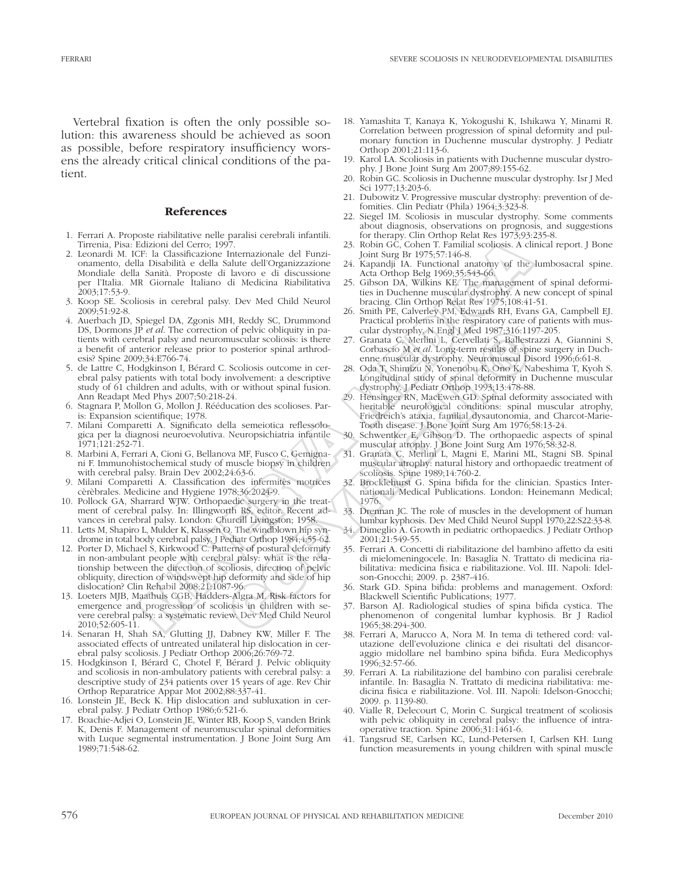Vertebral fixation is often the only possible solution: this awareness should be achieved as soon as possible, before respiratory insufficiency worsens the already critical clinical conditions of the patient.

## References

1. Ferrari A. Proposte riabilitative nelle paralisi cerebrali infantili. Tirrenia, Pisa: Edizioni del Cerro; 1997.
2. Leonardi M. ICF: la Classificazione Internazionale del Funzionamento, della Disabilità e della Salute dell'Organizzazione Mondiale della Sanità. Proposte di lavoro e di discussione per l'Italia. MR Giornale Italiano di Medicina Riabilitativa 2003;17:53-9.
3. Koop SE. Scoliosis in cerebral palsy. Dev Med Child Neurol 2009;51:92-8.
4. Auerbach JD, Spiegel DA, Zgonis MH, Reddy SC, Drummond DS, Dormons JP *et al*. The correction of pelvic obliquity in patients with cerebral palsy and neuromuscular scoliosis: is there a benefit of anterior release prior to posterior spinal arthrodesis? Spine 2009;34:E766-74.
5. de Lattre C, Hodgkinson I, Bérard C. Scoliosis outcome in cerebral palsy patients with total body involvement: a descriptive study of 61 children and adults, with or without spinal fusion. Ann Readapt Med Phys 2007;50:218-24.
6. Stagnara P, Mollon G, Mollon J. Rééducation des scolioses. Paris: Expansion scientifique; 1978.
7. Milani Comparetti A. Significato della semeiotica reflessologica per la diagnosi neuroevolutiva. Neuropsichiatria infantile 1971;121:252-71.
8. Marbini A, Ferrari A, Cioni G, Bellanova MF, Fusco C, Gemignani F. Immunohistochemical study of muscle biopsy in children with cerebral palsy. Brain Dev 2002;24:63-6.
9. Milani Comparetti A. Classification des infermitès motrices cèrèbrales. Medicine and Hygiene 1978;36:2024-9.
10. Pollock GA, Sharrard WJW. Orthopaedic surgery in the treatment of cerebral palsy. In: Illingworth RS, editor. Recent advances in cerebral palsy. London: Churcill Livingston; 1958.
11. Letts M, Shapiro L, Mulder K, Klassen O. The windblown hip syndrome in total body cerebral palsy. J Pediatr Orthop 1984;4:55-62.
12. Porter D, Michael S, Kirkwood C. Patterns of postural deformity in non-ambulant people with cerebral palsy: what is the relationship between the direction of scoliosis, direction of pelvic obliquity, direction of windswept hip deformity and side of hip dislocation? Clin Rehabil 2008;21:1087-96.
13. Loeters MJB, Maathuis CGB, Hadders-Algra M. Risk factors for emergence and progression of scoliosis in children with severe cerebral palsy: a systematic review. Dev Med Child Neurol 2010;52:605-11.
14. Senaran H, Shah SA, Glutting JJ, Dabney KW, Miller F. The associated effects of untreated unilateral hip dislocation in cerebral palsy scoliosis. J Pediatr Orthop 2006;26:769-72.
15. Hodgkinson I, Bérard C, Chotel F, Bérard J. Pelvic obliquity and scoliosis in non-ambulatory patients with cerebral palsy: a descriptive study of 234 patients over 15 years of age. Rev Chir Orthop Reparatrice Appar Mot 2002;88:337-41.
16. Lonstein JE, Beck K. Hip dislocation and subluxation in cerebral palsy. J Pediatr Orthop 1986;6:521-6.
17. Boachie-Adjei O, Lonstein JE, Winter RB, Koop S, vanden Brink K, Denis F. Management of neuromuscular spinal deformities with Luque segmental instrumentation. J Bone Joint Surg Am 1989;71:548-62.
18. Yamashita T, Kanaya K, Yokogushi K, Ishikawa Y, Minami R. Correlation between progression of spinal deformity and pulmonary function in Duchenne muscular dystrophy. J Pediatr Orthop 2001;21:113-6.
19. Karol LA. Scoliosis in patients with Duchenne muscular dystrophy. J Bone Joint Surg Am 2007;89:155-62.
20. Robin GC. Scoliosis in Duchenne muscular dystrophy. Isr J Med Sci 1977;13:203-6.
21. Dubowitz V. Progressive muscular dystrophy: prevention of defomities. Clin Pediatr (Phila) 1964;3:323-8.
22. Siegel IM. Scoliosis in muscular dystrophy. Some comments about diagnosis, observations on prognosis, and suggestions for therapy. Clin Orthop Relat Res 1973;93:235-8.
23. Robin GC, Cohen T. Familial scoliosis. A clinical report. J Bone Joint Surg Br 1975;57:146-8.
24. Kapandji IA. Functional anatomy of the lumbosacral spine. Acta Orthop Belg 1969;35:543-66.
25. Gibson DA, Wilkins KE. The management of spinal deformities in Duchenne muscular dystrophy. A new concept of spinal bracing. Clin Orthop Relat Res 1975;108:41-51.
26. Smith PE, Calverley PM, Edwards RH, Evans GA, Campbell EJ. Practical problems in the respiratory care of patients with muscular dystrophy. N Engl J Med 1987;316:1197-205.
27. Granata C, Merlini L, Cervellati S, Ballestrazzi A, Giannini S, Corbascio M *et al*. Long-term results of spine surgery in Duchenne muscular dystrophy. Neuromuscul Disord 1996;6:61-8.
28. Oda T, Shimizu N, Yonenobu K, Ono K, Nabeshima T, Kyoh S. Longitudinal study of spinal deformity in Duchenne muscular dystrophy. J Pediatr Orthop 1993;13:478-88.
29. Hensinger RN, MacEwen GD. Spinal deformity associated with heritable neurological conditions: spinal muscular atrophy, Friedreich's ataxia, familial dysautonomia, and Charcot-Marie-Tooth disease. J Bone Joint Surg Am 1976;58:13-24.
30. Schwentker E, Gibson D. The orthopaedic aspects of spinal muscular atrophy. J Bone Joint Surg Am 1976;58:32-8.
31. Granata C, Merlini L, Magni E, Marini ML, Stagni SB. Spinal muscular atrophy: natural history and orthopaedic treatment of scoliosis. Spine 1989;14:760-2.
32. Brocklehurst G. Spina bifida for the clinician. Spastics Internationali Medical Publications. London: Heinemann Medical; 1976.
33. Drennan JC. The role of muscles in the development of human lumbar kyphosis. Dev Med Child Neurol Suppl 1970;22:S22:33-8.
34. Dimeglio A. Growth in pediatric orthopaedics. J Pediatr Orthop 2001;21:549-55.
35. Ferrari A. Concetti di riabilitazione del bambino affetto da esiti di mielomeningocele. In: Basaglia N. Trattato di medicina riabilitativa: medicina fisica e riabilitazione. Vol. III. Napoli: Idelson-Gnocchi; 2009. p. 2387-416.
36. Stark GD. Spina bifida: problems and management. Oxford: Blackwell Scientific Publications; 1977.
37. Barson AJ. Radiological studies of spina bifida cystica. The phenomenon of congenital lumbar kyphosis. Br J Radiol 1965;38:294-300.
38. Ferrari A, Marucco A, Nora M. In tema di tethered cord: valutazione dell'evoluzione clinica e dei risultati del disancoraggio midollare nel bambino spina bifida. Eura Medicophys 1996;32:57-66.
39. Ferrari A. La riabilitazione del bambino con paralisi cerebrale infantile. In: Basaglia N. Trattato di medicina riabilitativa: medicina fisica e riabilitazione. Vol. III. Napoli: Idelson-Gnocchi; 2009. p. 1139-80.
40. Vialle R, Delecourt C, Morin C. Surgical treatment of scoliosis with pelvic obliquity in cerebral palsy: the influence of intraoperative traction. Spine 2006;31:1461-6.
41. Tangsrud SE, Carlsen KC, Lund-Petersen I, Carlsen KH. Lung function measurements in young children with spinal muscle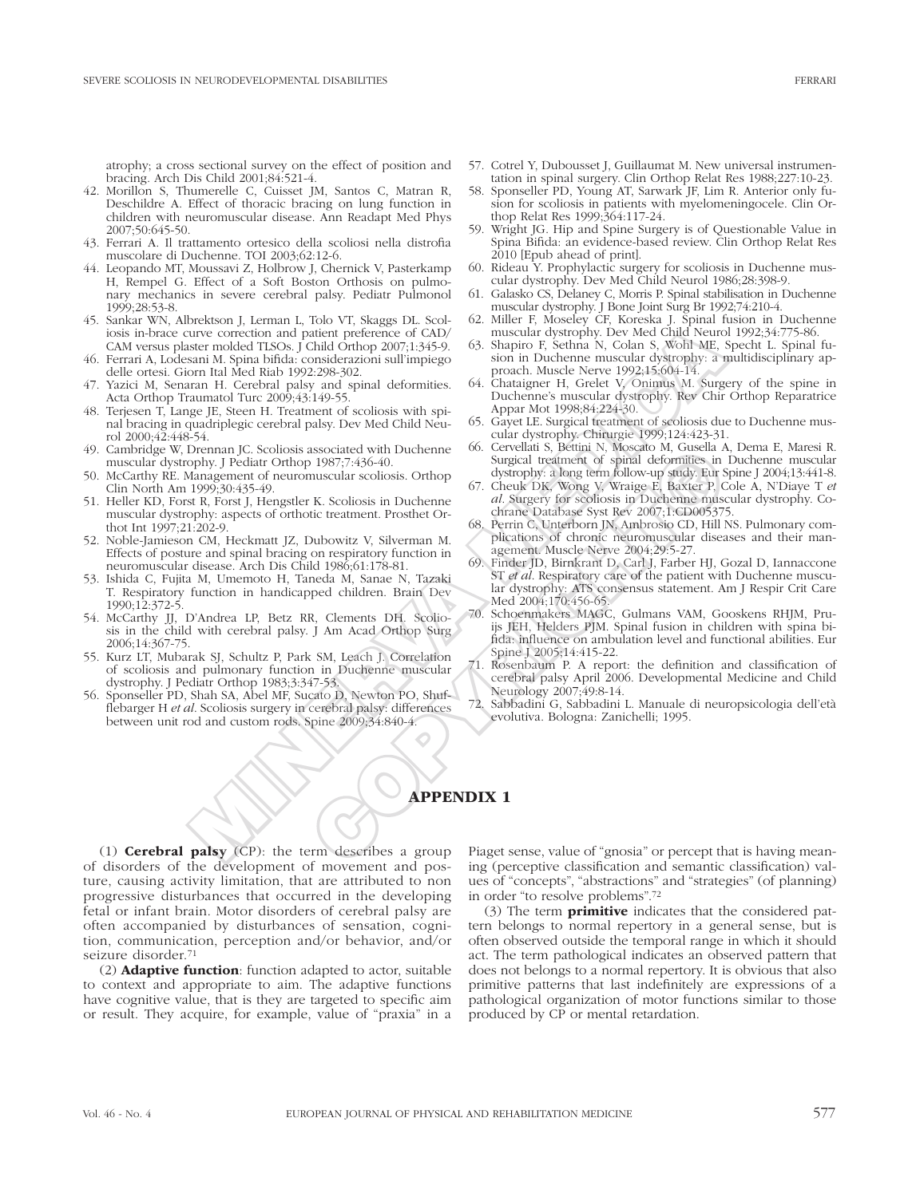atrophy; a cross sectional survey on the effect of position and bracing. Arch Dis Child 2001;84:521-4.

42. Morillon S, Thumerelle C, Cuisset JM, Santos C, Matran R, Deschildre A. Effect of thoracic bracing on lung function in children with neuromuscular disease. Ann Readapt Med Phys 2007;50:645-50.
43. Ferrari A. Il trattamento ortesico della scoliosi nella distrofia muscolare di Duchenne. TOI 2003;62:12-6.
44. Leopando MT, Moussavi Z, Holbrow J, Chernick V, Pasterkamp H, Rempel G. Effect of a Soft Boston Orthosis on pulmonary mechanics in severe cerebral palsy. Pediatr Pulmonol 1999;28:53-8.
45. Sankar WN, Albrektson J, Lerman L, Tolo VT, Skaggs DL. Scoliosis in-brace curve correction and patient preference of CAD/CAM versus plaster molded TLSOs. J Child Orthop 2007;1:345-9.
46. Ferrari A, Lodesani M. Spina bifida: considerazioni sull'impiego delle ortesi. Giorn Ital Med Riab 1992:298-302.
47. Yazici M, Senaran H. Cerebral palsy and spinal deformities. Acta Orthop Traumatol Turc 2009;43:149-55.
48. Terjesen T, Lange JE, Steen H. Treatment of scoliosis with spinal bracing in quadriplegic cerebral palsy. Dev Med Child Neurol 2000;42:448-54.
49. Cambridge W, Drennan JC. Scoliosis associated with Duchenne muscular dystrophy. J Pediatr Orthop 1987;7:436-40.
50. McCarthy RE. Management of neuromuscular scoliosis. Orthop Clin North Am 1999;30:435-49.
51. Heller KD, Forst R, Forst J, Hengstler K. Scoliosis in Duchenne muscular dystrophy: aspects of orthotic treatment. Prosthet Orthot Int 1997;21:202-9.
52. Noble-Jamieson CM, Heckmatt JZ, Dubowitz V, Silverman M. Effects of posture and spinal bracing on respiratory function in neuromuscular disease. Arch Dis Child 1986;61:178-81.
53. Ishida C, Fujita M, Umemoto H, Taneda M, Sanae N, Tazaki T. Respiratory function in handicapped children. Brain Dev 1990;12:372-5.
54. McCarthy JJ, D'Andrea LP, Betz RR, Clements DH. Scoliosis in the child with cerebral palsy. J Am Acad Orthop Surg 2006;14:367-75.
55. Kurz LT, Mubarak SJ, Schultz P, Park SM, Leach J. Correlation of scoliosis and pulmonary function in Duchenne muscular dystrophy. J Pediatr Orthop 1983;3:347-53.
56. Sponseller PD, Shah SA, Abel MF, Sucato D, Newton PO, Shufflebarger H *et al*. Scoliosis surgery in cerebral palsy: differences between unit rod and custom rods. Spine 2009;34:840-4.
57. Cotrel Y, Dubousset J, Guillaumat M. New universal instrumentation in spinal surgery. Clin Orthop Relat Res 1988;227:10-23.
58. Sponseller PD, Young AT, Sarwark JF, Lim R. Anterior only fusion for scoliosis in patients with myelomeningocele. Clin Orthop Relat Res 1999;364:117-24.
59. Wright JG. Hip and Spine Surgery is of Questionable Value in Spina Bifida: an evidence-based review. Clin Orthop Relat Res 2010 [Epub ahead of print].
60. Rideau Y. Prophylactic surgery for scoliosis in Duchenne muscular dystrophy. Dev Med Child Neurol 1986;28:398-9.
61. Galasko CS, Delaney C, Morris P. Spinal stabilisation in Duchenne muscular dystrophy. J Bone Joint Surg Br 1992;74:210-4.
62. Miller F, Moseley CF, Koreska J. Spinal fusion in Duchenne muscular dystrophy. Dev Med Child Neurol 1992;34:775-86.
63. Shapiro F, Sethna N, Colan S, Wohl ME, Specht L. Spinal fusion in Duchenne muscular dystrophy: a multidisciplinary approach. Muscle Nerve 1992;15:604-14.
64. Chataigner H, Grelet V, Onimus M. Surgery of the spine in Duchenne's muscular dystrophy. Rev Chir Orthop Reparatrice Appar Mot 1998;84:224-30.
65. Gayet LE. Surgical treatment of scoliosis due to Duchenne muscular dystrophy. Chirurgie 1999;124:423-31.
66. Cervellati S, Bettini N, Moscato M, Gusella A, Dema E, Maresi R. Surgical treatment of spinal deformities in Duchenne muscular dystrophy: a long term follow-up study. Eur Spine J 2004;13:441-8.
67. Cheuk DK, Wong V, Wraige E, Baxter P, Cole A, N'Diaye T *et al*. Surgery for scoliosis in Duchenne muscular dystrophy. Cochrane Database Syst Rev 2007;1:CD005375.
68. Perrin C, Unterborn JN, Ambrosio CD, Hill NS. Pulmonary complications of chronic neuromuscular diseases and their management. Muscle Nerve 2004;29:5-27.
69. Finder JD, Birnkrant D, Carl J, Farber HJ, Gozal D, Iannaccone ST *et al*. Respiratory care of the patient with Duchenne muscular dystrophy: ATS consensus statement. Am J Respir Crit Care Med 2004;170:456-65.
70. Schoenmakers MAGC, Gulmans VAM, Gooskens RHJM, Pruijs JEH, Helders PJM. Spinal fusion in children with spina bifida: influence on ambulation level and functional abilities. Eur Spine J 2005;14:415-22.
71. Rosenbaum P. A report: the definition and classification of cerebral palsy April 2006. Developmental Medicine and Child Neurology 2007;49:8-14.
72. Sabbadini G, Sabbadini L. Manuale di neuropsicologia dell'età evolutiva. Bologna: Zanichelli; 1995.

## APPENDIX 1

(1) **Cerebral palsy** (CP): the term describes a group of disorders of the development of movement and posture, causing activity limitation, that are attributed to non progressive disturbances that occurred in the developing fetal or infant brain. Motor disorders of cerebral palsy are often accompanied by disturbances of sensation, cognition, communication, perception and/or behavior, and/or seizure disorder.[71]

(2) **Adaptive function**: function adapted to actor, suitable to context and appropriate to aim. The adaptive functions have cognitive value, that is they are targeted to specific aim or result. They acquire, for example, value of "praxia" in a Piaget sense, value of "gnosia" or percept that is having meaning (perceptive classification and semantic classification) values of "concepts", "abstractions" and "strategies" (of planning) in order "to resolve problems".[72]

(3) The term **primitive** indicates that the considered pattern belongs to normal repertory in a general sense, but is often observed outside the temporal range in which it should act. The term pathological indicates an observed pattern that does not belongs to a normal repertory. It is obvious that also primitive patterns that last indefinitely are expressions of a pathological organization of motor functions similar to those produced by CP or mental retardation.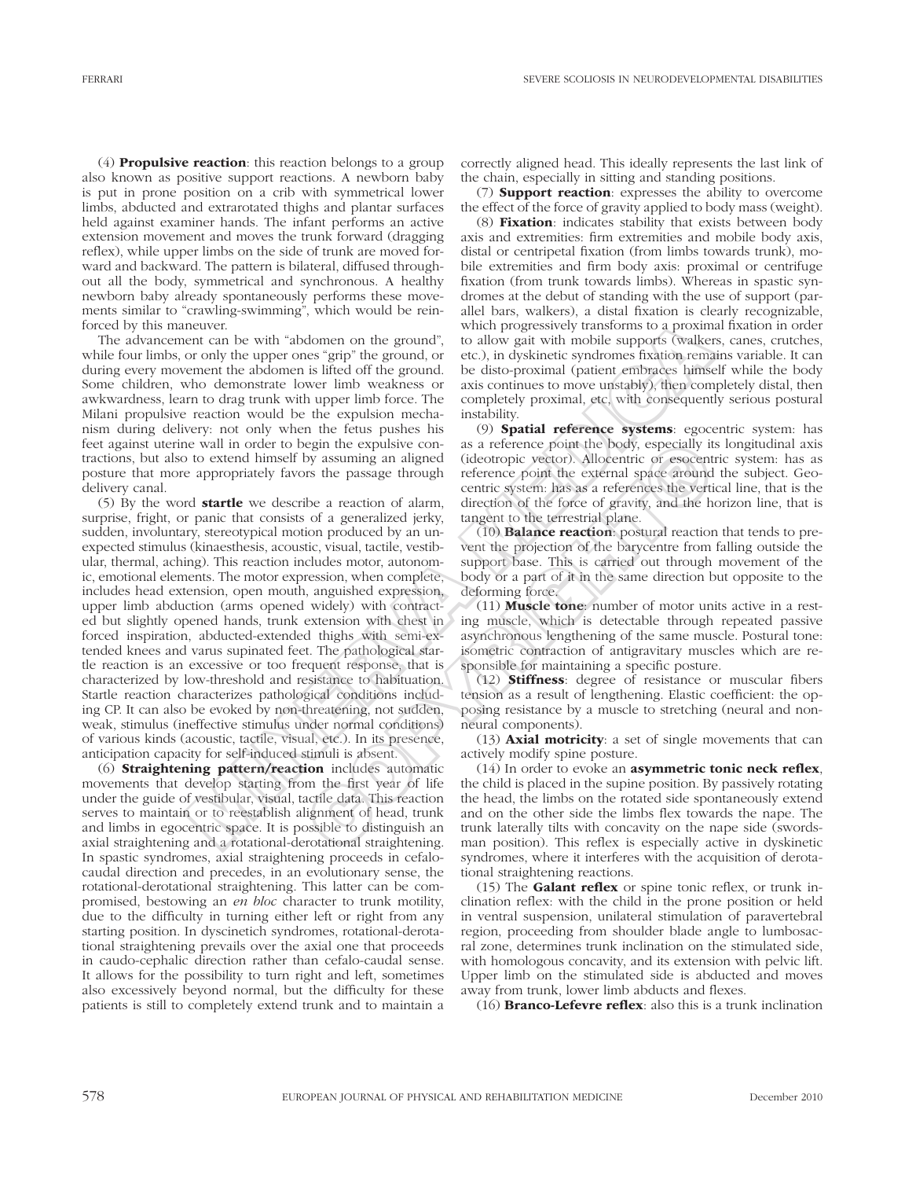(4) **Propulsive reaction**: this reaction belongs to a group also known as positive support reactions. A newborn baby is put in prone position on a crib with symmetrical lower limbs, abducted and extrarotated thighs and plantar surfaces held against examiner hands. The infant performs an active extension movement and moves the trunk forward (dragging reflex), while upper limbs on the side of trunk are moved forward and backward. The pattern is bilateral, diffused throughout all the body, symmetrical and synchronous. A healthy newborn baby already spontaneously performs these movements similar to "crawling-swimming", which would be reinforced by this maneuver.

The advancement can be with "abdomen on the ground", while four limbs, or only the upper ones "grip" the ground, or during every movement the abdomen is lifted off the ground. Some children, who demonstrate lower limb weakness or awkwardness, learn to drag trunk with upper limb force. The Milani propulsive reaction would be the expulsion mechanism during delivery: not only when the fetus pushes his feet against uterine wall in order to begin the expulsive contractions, but also to extend himself by assuming an aligned posture that more appropriately favors the passage through delivery canal.

(5) By the word **startle** we describe a reaction of alarm, surprise, fright, or panic that consists of a generalized jerky, sudden, involuntary, stereotypical motion produced by an unexpected stimulus (kinaesthesis, acoustic, visual, tactile, vestibular, thermal, aching). This reaction includes motor, autonomic, emotional elements. The motor expression, when complete, includes head extension, open mouth, anguished expression, upper limb abduction (arms opened widely) with contracted but slightly opened hands, trunk extension with chest in forced inspiration, abducted-extended thighs with semi-extended knees and varus supinated feet. The pathological startle reaction is an excessive or too frequent response, that is characterized by low-threshold and resistance to habituation. Startle reaction characterizes pathological conditions including CP. It can also be evoked by non-threatening, not sudden, weak, stimulus (ineffective stimulus under normal conditions) of various kinds (acoustic, tactile, visual, etc.). In its presence, anticipation capacity for self-induced stimuli is absent.

(6) **Straightening pattern/reaction** includes automatic movements that develop starting from the first year of life under the guide of vestibular, visual, tactile data. This reaction serves to maintain or to reestablish alignment of head, trunk and limbs in egocentric space. It is possible to distinguish an axial straightening and a rotational-derotational straightening. In spastic syndromes, axial straightening proceeds in cefalo-caudal direction and precedes, in an evolutionary sense, the rotational-derotational straightening. This latter can be compromised, bestowing an *en bloc* character to trunk motility, due to the difficulty in turning either left or right from any starting position. In dyscinetich syndromes, rotational-derotational straightening prevails over the axial one that proceeds in caudo-cephalic direction rather than cefalo-caudal sense. It allows for the possibility to turn right and left, sometimes also excessively beyond normal, but the difficulty for these patients is still to completely extend trunk and to maintain a correctly aligned head. This ideally represents the last link of the chain, especially in sitting and standing positions.

(7) **Support reaction**: expresses the ability to overcome the effect of the force of gravity applied to body mass (weight).

(8) **Fixation**: indicates stability that exists between body axis and extremities: firm extremities and mobile body axis, distal or centripetal fixation (from limbs towards trunk), mobile extremities and firm body axis: proximal or centrifuge fixation (from trunk towards limbs). Whereas in spastic syndromes at the debut of standing with the use of support (parallel bars, walkers), a distal fixation is clearly recognizable, which progressively transforms to a proximal fixation in order to allow gait with mobile supports (walkers, canes, crutches, etc.), in dyskinetic syndromes fixation remains variable. It can be disto-proximal (patient embraces himself while the body axis continues to move unstably), then completely distal, then completely proximal, etc, with consequently serious postural instability.

(9) **Spatial reference systems**: egocentric system: has as a reference point the body, especially its longitudinal axis (ideotropic vector). Allocentric or esocentric system: has as reference point the external space around the subject. Geocentric system: has as a references the vertical line, that is the direction of the force of gravity, and the horizon line, that is tangent to the terrestrial plane.

(10) **Balance reaction**: postural reaction that tends to prevent the projection of the barycentre from falling outside the support base. This is carried out through movement of the body or a part of it in the same direction but opposite to the deforming force.

(11) **Muscle tone**: number of motor units active in a resting muscle, which is detectable through repeated passive asynchronous lengthening of the same muscle. Postural tone: isometric contraction of antigravitary muscles which are responsible for maintaining a specific posture.

(12) **Stiffness**: degree of resistance or muscular fibers tension as a result of lengthening. Elastic coefficient: the opposing resistance by a muscle to stretching (neural and non-neural components).

(13) **Axial motricity**: a set of single movements that can actively modify spine posture.

(14) In order to evoke an **asymmetric tonic neck reflex**, the child is placed in the supine position. By passively rotating the head, the limbs on the rotated side spontaneously extend and on the other side the limbs flex towards the nape. The trunk laterally tilts with concavity on the nape side (swordsman position). This reflex is especially active in dyskinetic syndromes, where it interferes with the acquisition of derotational straightening reactions.

(15) The **Galant reflex** or spine tonic reflex, or trunk inclination reflex: with the child in the prone position or held in ventral suspension, unilateral stimulation of paravertebral region, proceeding from shoulder blade angle to lumbosacral zone, determines trunk inclination on the stimulated side, with homologous concavity, and its extension with pelvic lift. Upper limb on the stimulated side is abducted and moves away from trunk, lower limb abducts and flexes.

(16) **Branco-Lefevre reflex**: also this is a trunk inclination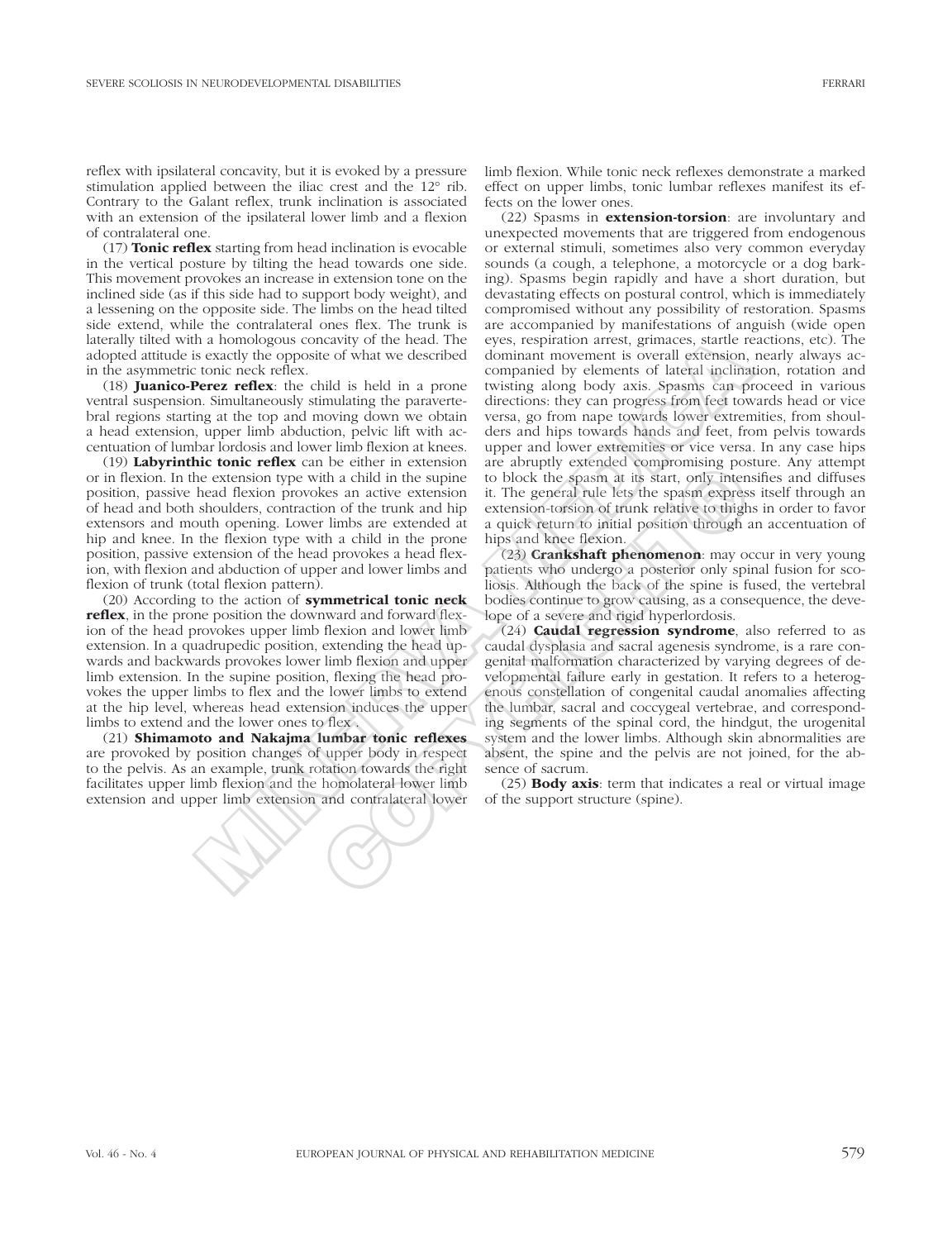reflex with ipsilateral concavity, but it is evoked by a pressure stimulation applied between the iliac crest and the 12° rib. Contrary to the Galant reflex, trunk inclination is associated with an extension of the ipsilateral lower limb and a flexion of contralateral one.

(17) **Tonic reflex** starting from head inclination is evocable in the vertical posture by tilting the head towards one side. This movement provokes an increase in extension tone on the inclined side (as if this side had to support body weight), and a lessening on the opposite side. The limbs on the head tilted side extend, while the contralateral ones flex. The trunk is laterally tilted with a homologous concavity of the head. The adopted attitude is exactly the opposite of what we described in the asymmetric tonic neck reflex.

(18) **Juanico-Perez reflex**: the child is held in a prone ventral suspension. Simultaneously stimulating the paravertebral regions starting at the top and moving down we obtain a head extension, upper limb abduction, pelvic lift with accentuation of lumbar lordosis and lower limb flexion at knees.

(19) **Labyrinthic tonic reflex** can be either in extension or in flexion. In the extension type with a child in the supine position, passive head flexion provokes an active extension of head and both shoulders, contraction of the trunk and hip extensors and mouth opening. Lower limbs are extended at hip and knee. In the flexion type with a child in the prone position, passive extension of the head provokes a head flexion, with flexion and abduction of upper and lower limbs and flexion of trunk (total flexion pattern).

(20) According to the action of **symmetrical tonic neck reflex**, in the prone position the downward and forward flexion of the head provokes upper limb flexion and lower limb extension. In a quadrupedic position, extending the head upwards and backwards provokes lower limb flexion and upper limb extension. In the supine position, flexing the head provokes the upper limbs to flex and the lower limbs to extend at the hip level, whereas head extension induces the upper limbs to extend and the lower ones to flex .

(21) **Shimamoto and Nakajma lumbar tonic reflexes** are provoked by position changes of upper body in respect to the pelvis. As an example, trunk rotation towards the right facilitates upper limb flexion and the homolateral lower limb extension and upper limb extension and contralateral lower limb flexion. While tonic neck reflexes demonstrate a marked effect on upper limbs, tonic lumbar reflexes manifest its effects on the lower ones.

(22) Spasms in **extension-torsion**: are involuntary and unexpected movements that are triggered from endogenous or external stimuli, sometimes also very common everyday sounds (a cough, a telephone, a motorcycle or a dog barking). Spasms begin rapidly and have a short duration, but devastating effects on postural control, which is immediately compromised without any possibility of restoration. Spasms are accompanied by manifestations of anguish (wide open eyes, respiration arrest, grimaces, startle reactions, etc). The dominant movement is overall extension, nearly always accompanied by elements of lateral inclination, rotation and twisting along body axis. Spasms can proceed in various directions: they can progress from feet towards head or vice versa, go from nape towards lower extremities, from shoulders and hips towards hands and feet, from pelvis towards upper and lower extremities or vice versa. In any case hips are abruptly extended compromising posture. Any attempt to block the spasm at its start, only intensifies and diffuses it. The general rule lets the spasm express itself through an extension-torsion of trunk relative to thighs in order to favor a quick return to initial position through an accentuation of hips and knee flexion.

(23) **Crankshaft phenomenon**: may occur in very young patients who undergo a posterior only spinal fusion for scoliosis. Although the back of the spine is fused, the vertebral bodies continue to grow causing, as a consequence, the develope of a severe and rigid hyperlordosis.

(24) **Caudal regression syndrome**, also referred to as caudal dysplasia and sacral agenesis syndrome, is a rare congenital malformation characterized by varying degrees of developmental failure early in gestation. It refers to a heterogenous constellation of congenital caudal anomalies affecting the lumbar, sacral and coccygeal vertebrae, and corresponding segments of the spinal cord, the hindgut, the urogenital system and the lower limbs. Although skin abnormalities are absent, the spine and the pelvis are not joined, for the absence of sacrum.

(25) **Body axis**: term that indicates a real or virtual image of the support structure (spine).